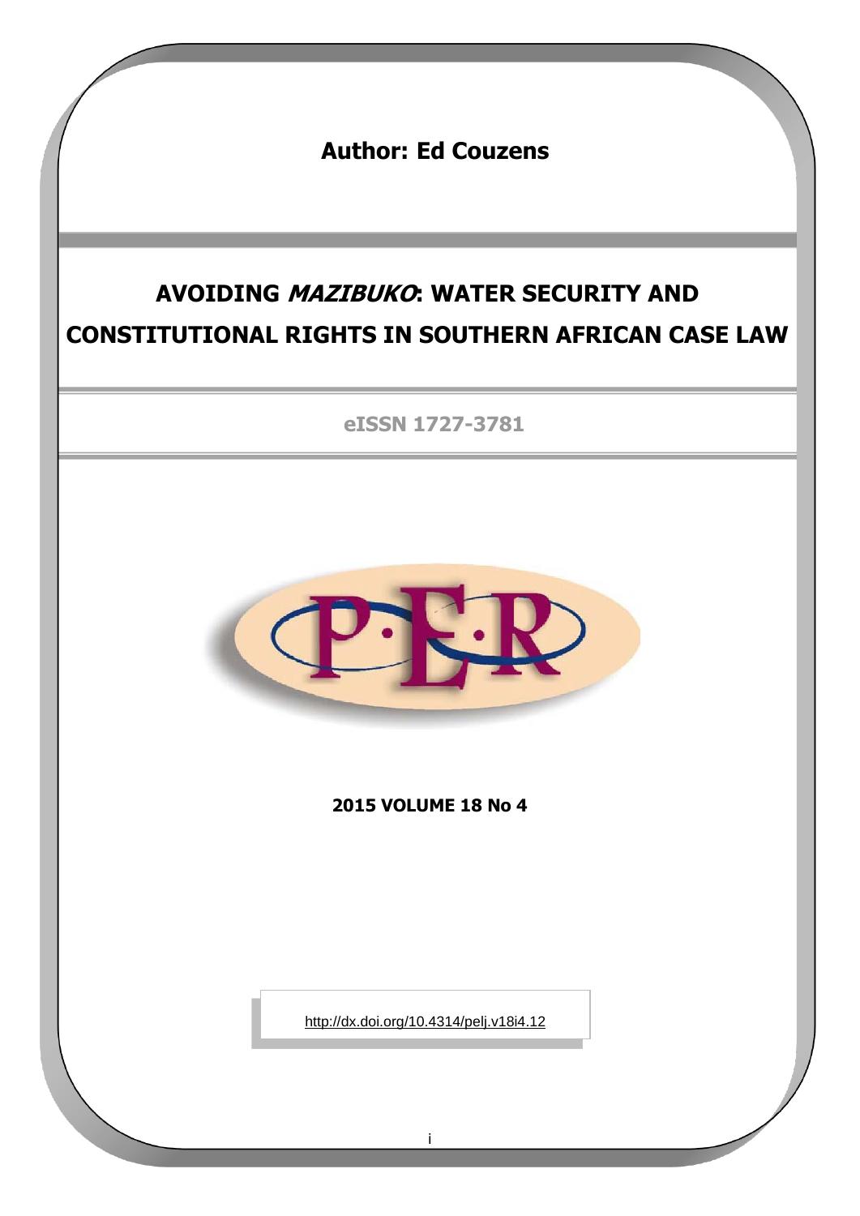**Author: Ed Couzens**

# AVOIDING *MAZIBUKO*: WATER SECURITY AND CONSTITUTIONAL RIGHTS IN SOUTHERN AFRICAN CASE LAW

**eISSN 1727-3781**

**2015 VOLUME 18 No 4**

http://dx.doi.org/10.4314/pelj.v18i4.12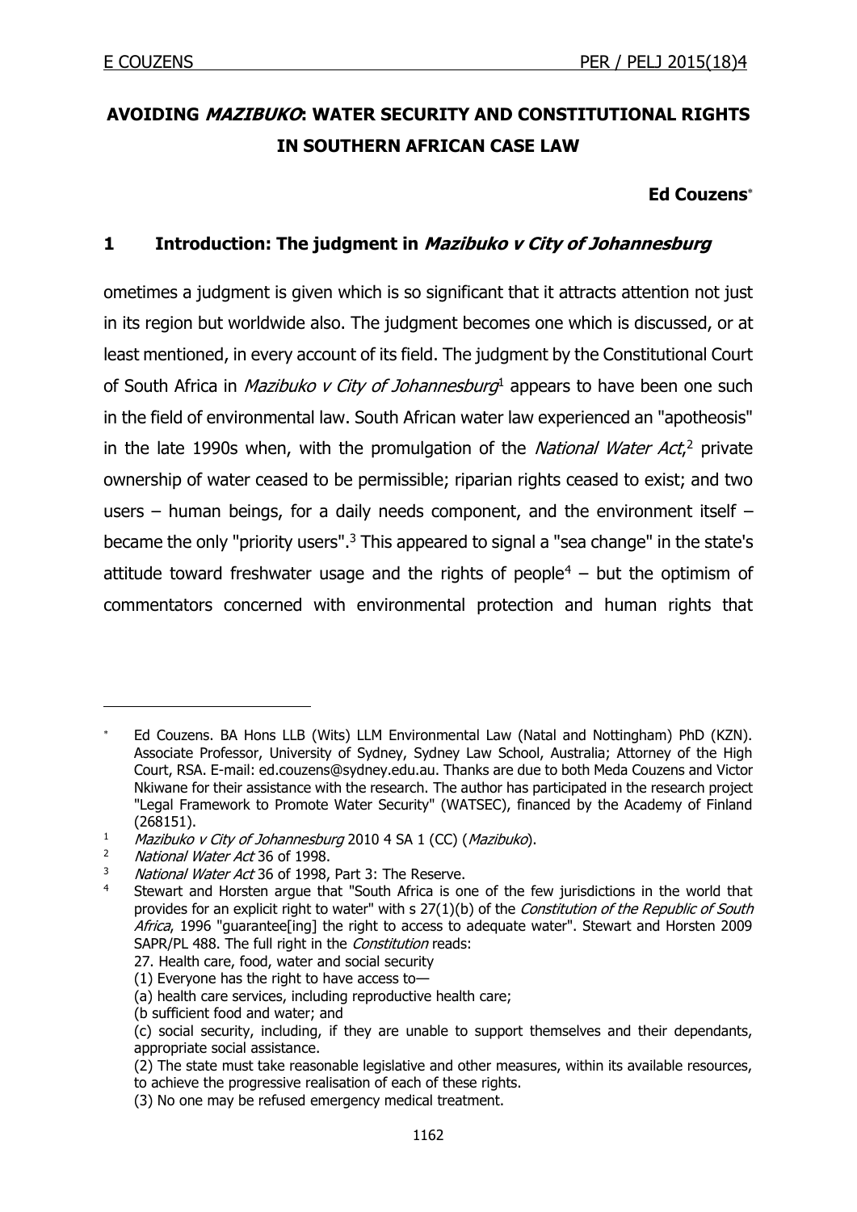# AVOIDING *MAZIBUKO*: WATER SECURITY AND CONSTITUTIONAL RIGHTS IN SOUTHERN AFRICAN CASE LAW

**Ed Couzens**[*]

## 1 Introduction: The judgment in *Mazibuko v City of Johannesburg*

ometimes a judgment is given which is so significant that it attracts attention not just in its region but worldwide also. The judgment becomes one which is discussed, or at least mentioned, in every account of its field. The judgment by the Constitutional Court of South Africa in *Mazibuko v City of Johannesburg*[1] appears to have been one such in the field of environmental law. South African water law experienced an "apotheosis" in the late 1990s when, with the promulgation of the *National Water Act*,[2] private ownership of water ceased to be permissible; riparian rights ceased to exist; and two users – human beings, for a daily needs component, and the environment itself – became the only "priority users".[3] This appeared to signal a "sea change" in the state's attitude toward freshwater usage and the rights of people[4] – but the optimism of commentators concerned with environmental protection and human rights that

---

[*] Ed Couzens. BA Hons LLB (Wits) LLM Environmental Law (Natal and Nottingham) PhD (KZN). Associate Professor, University of Sydney, Sydney Law School, Australia; Attorney of the High Court, RSA. E-mail: ed.couzens@sydney.edu.au. Thanks are due to both Meda Couzens and Victor Nkiwane for their assistance with the research. The author has participated in the research project "Legal Framework to Promote Water Security" (WATSEC), financed by the Academy of Finland (268151).

[1] *Mazibuko v City of Johannesburg* 2010 4 SA 1 (CC) (*Mazibuko*).

[2] *National Water Act* 36 of 1998.

[3] *National Water Act* 36 of 1998, Part 3: The Reserve.

[4] Stewart and Horsten argue that "South Africa is one of the few jurisdictions in the world that provides for an explicit right to water" with s 27(1)(b) of the *Constitution of the Republic of South Africa*, 1996 "guarantee[ing] the right to access to adequate water". Stewart and Horsten 2009 SAPR/PL 488. The full right in the *Constitution* reads:

27. Health care, food, water and social security

(1) Everyone has the right to have access to—

(a) health care services, including reproductive health care;

(b sufficient food and water; and

(c) social security, including, if they are unable to support themselves and their dependants, appropriate social assistance.

(2) The state must take reasonable legislative and other measures, within its available resources, to achieve the progressive realisation of each of these rights.

(3) No one may be refused emergency medical treatment.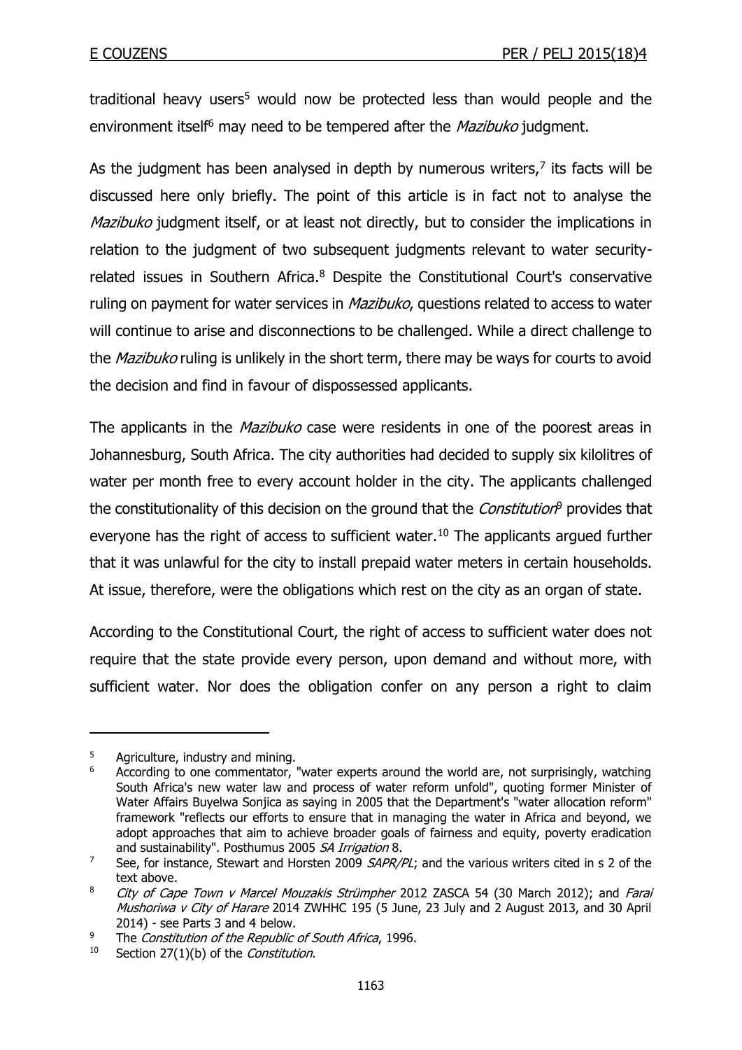traditional heavy users[5] would now be protected less than would people and the environment itself[6] may need to be tempered after the *Mazibuko* judgment.

As the judgment has been analysed in depth by numerous writers,[7] its facts will be discussed here only briefly. The point of this article is in fact not to analyse the *Mazibuko* judgment itself, or at least not directly, but to consider the implications in relation to the judgment of two subsequent judgments relevant to water security-related issues in Southern Africa.[8] Despite the Constitutional Court's conservative ruling on payment for water services in *Mazibuko*, questions related to access to water will continue to arise and disconnections to be challenged. While a direct challenge to the *Mazibuko* ruling is unlikely in the short term, there may be ways for courts to avoid the decision and find in favour of dispossessed applicants.

The applicants in the *Mazibuko* case were residents in one of the poorest areas in Johannesburg, South Africa. The city authorities had decided to supply six kilolitres of water per month free to every account holder in the city. The applicants challenged the constitutionality of this decision on the ground that the *Constitution*[9] provides that everyone has the right of access to sufficient water.[10] The applicants argued further that it was unlawful for the city to install prepaid water meters in certain households. At issue, therefore, were the obligations which rest on the city as an organ of state.

According to the Constitutional Court, the right of access to sufficient water does not require that the state provide every person, upon demand and without more, with sufficient water. Nor does the obligation confer on any person a right to claim

---

[5] Agriculture, industry and mining.

[6] According to one commentator, "water experts around the world are, not surprisingly, watching South Africa's new water law and process of water reform unfold", quoting former Minister of Water Affairs Buyelwa Sonjica as saying in 2005 that the Department's "water allocation reform" framework "reflects our efforts to ensure that in managing the water in Africa and beyond, we adopt approaches that aim to achieve broader goals of fairness and equity, poverty eradication and sustainability". Posthumus 2005 *SA Irrigation* 8.

[7] See, for instance, Stewart and Horsten 2009 *SAPR/PL*; and the various writers cited in s 2 of the text above.

[8] *City of Cape Town v Marcel Mouzakis Strümpher* 2012 ZASCA 54 (30 March 2012); and *Farai Mushoriwa v City of Harare* 2014 ZWHHC 195 (5 June, 23 July and 2 August 2013, and 30 April 2014) - see Parts 3 and 4 below.

[9] The *Constitution of the Republic of South Africa*, 1996.

[10] Section 27(1)(b) of the *Constitution*.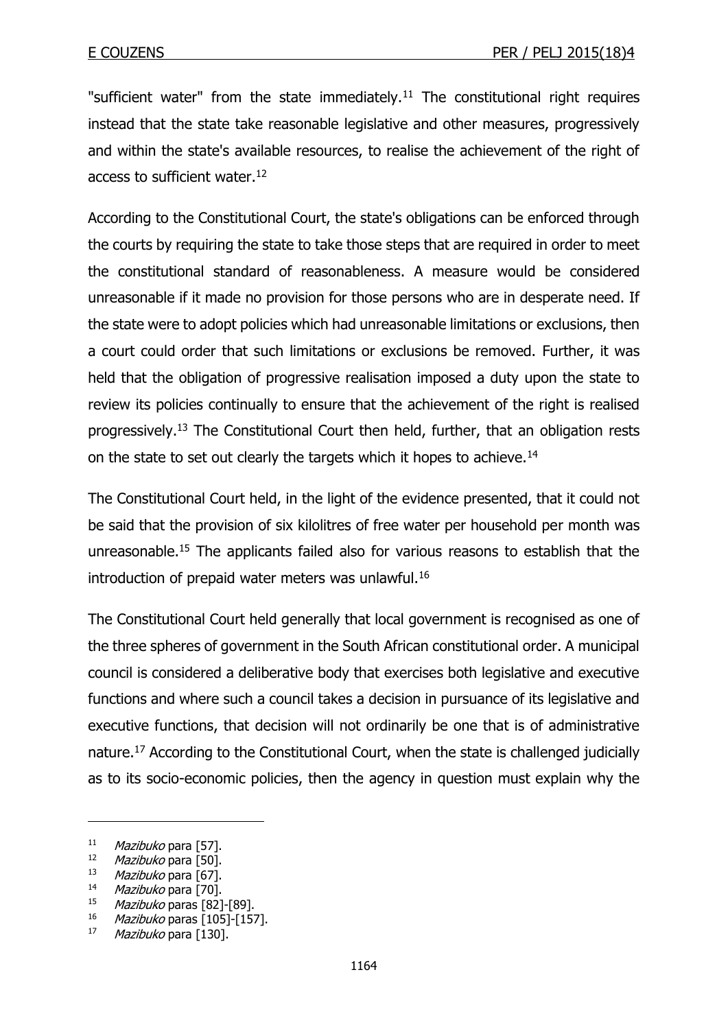"sufficient water" from the state immediately.[11] The constitutional right requires instead that the state take reasonable legislative and other measures, progressively and within the state's available resources, to realise the achievement of the right of access to sufficient water.[12]

According to the Constitutional Court, the state's obligations can be enforced through the courts by requiring the state to take those steps that are required in order to meet the constitutional standard of reasonableness. A measure would be considered unreasonable if it made no provision for those persons who are in desperate need. If the state were to adopt policies which had unreasonable limitations or exclusions, then a court could order that such limitations or exclusions be removed. Further, it was held that the obligation of progressive realisation imposed a duty upon the state to review its policies continually to ensure that the achievement of the right is realised progressively.[13] The Constitutional Court then held, further, that an obligation rests on the state to set out clearly the targets which it hopes to achieve.[14]

The Constitutional Court held, in the light of the evidence presented, that it could not be said that the provision of six kilolitres of free water per household per month was unreasonable.[15] The applicants failed also for various reasons to establish that the introduction of prepaid water meters was unlawful.[16]

The Constitutional Court held generally that local government is recognised as one of the three spheres of government in the South African constitutional order. A municipal council is considered a deliberative body that exercises both legislative and executive functions and where such a council takes a decision in pursuance of its legislative and executive functions, that decision will not ordinarily be one that is of administrative nature.[17] According to the Constitutional Court, when the state is challenged judicially as to its socio-economic policies, then the agency in question must explain why the

---

[11] *Mazibuko* para [57].

[12] *Mazibuko* para [50].

[13] *Mazibuko* para [67].

[14] *Mazibuko* para [70].

[15] *Mazibuko* paras [82]-[89].

[16] *Mazibuko* paras [105]-[157].

[17] *Mazibuko* para [130].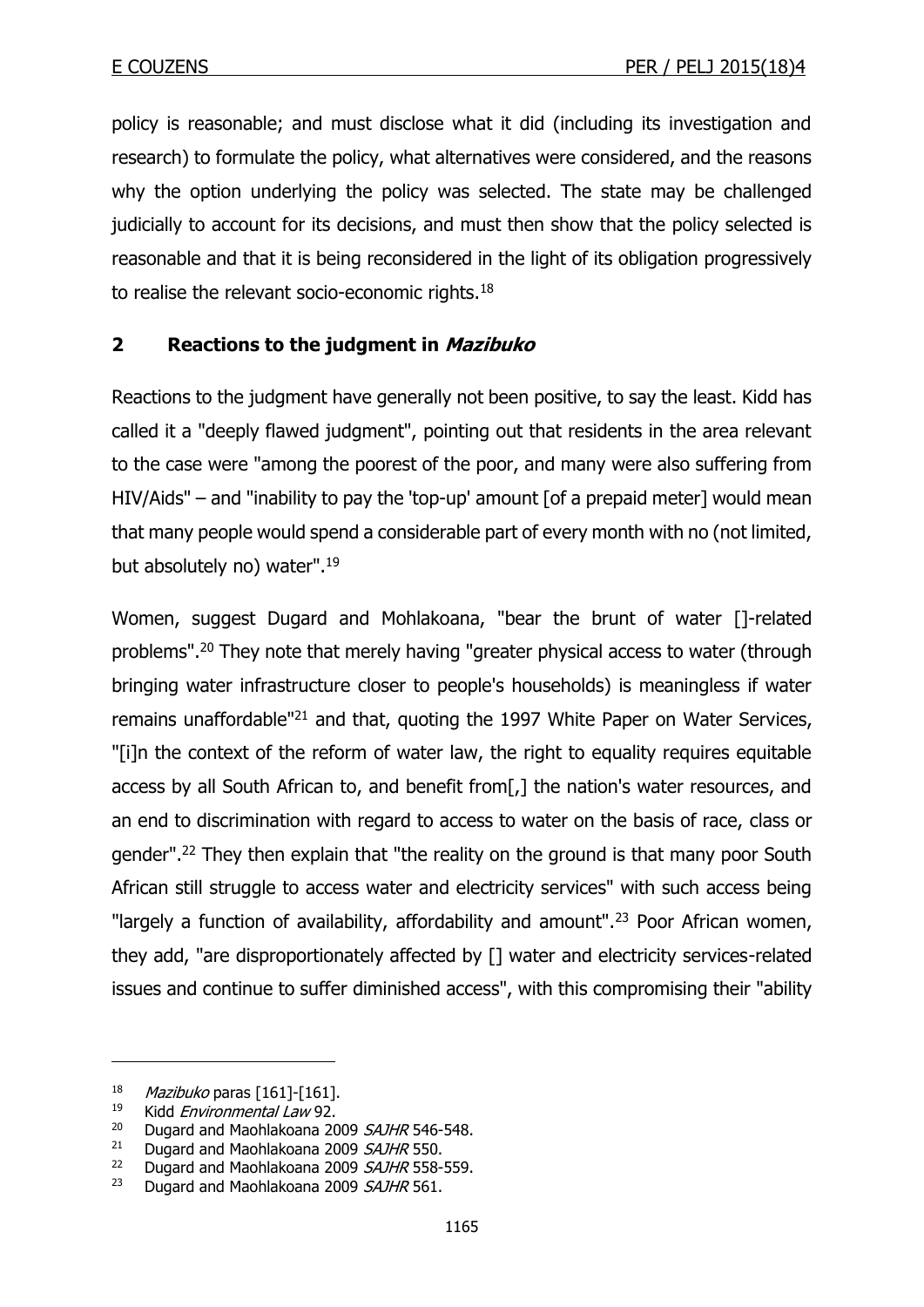policy is reasonable; and must disclose what it did (including its investigation and research) to formulate the policy, what alternatives were considered, and the reasons why the option underlying the policy was selected. The state may be challenged judicially to account for its decisions, and must then show that the policy selected is reasonable and that it is being reconsidered in the light of its obligation progressively to realise the relevant socio-economic rights.[18]

## 2 Reactions to the judgment in *Mazibuko*

Reactions to the judgment have generally not been positive, to say the least. Kidd has called it a "deeply flawed judgment", pointing out that residents in the area relevant to the case were "among the poorest of the poor, and many were also suffering from HIV/Aids" – and "inability to pay the 'top-up' amount [of a prepaid meter] would mean that many people would spend a considerable part of every month with no (not limited, but absolutely no) water".[19]

Women, suggest Dugard and Mohlakoana, "bear the brunt of water []-related problems".[20] They note that merely having "greater physical access to water (through bringing water infrastructure closer to people's households) is meaningless if water remains unaffordable"[21] and that, quoting the 1997 White Paper on Water Services, "[i]n the context of the reform of water law, the right to equality requires equitable access by all South African to, and benefit from[,] the nation's water resources, and an end to discrimination with regard to access to water on the basis of race, class or gender".[22] They then explain that "the reality on the ground is that many poor South African still struggle to access water and electricity services" with such access being "largely a function of availability, affordability and amount".[23] Poor African women, they add, "are disproportionately affected by [] water and electricity services-related issues and continue to suffer diminished access", with this compromising their "ability

---

[18] *Mazibuko* paras [161]-[161].

[19] Kidd *Environmental Law* 92.

[20] Dugard and Maohlakoana 2009 *SAJHR* 546-548.

[21] Dugard and Maohlakoana 2009 *SAJHR* 550.

[22] Dugard and Maohlakoana 2009 *SAJHR* 558-559.

[23] Dugard and Maohlakoana 2009 *SAJHR* 561.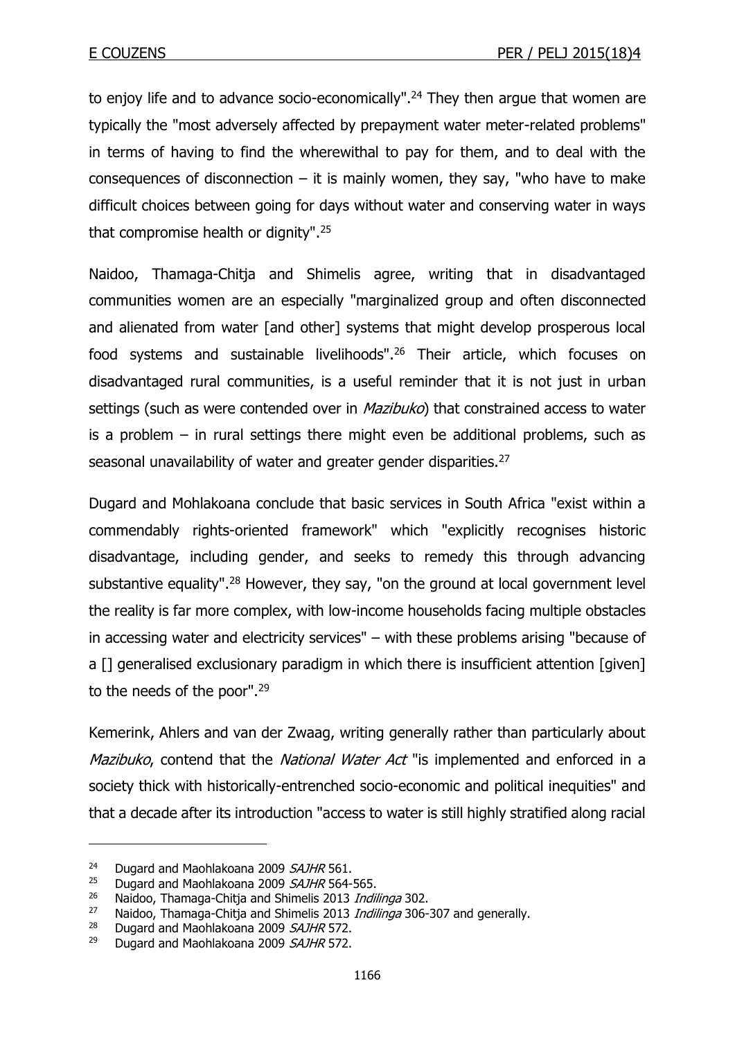to enjoy life and to advance socio-economically".[24] They then argue that women are typically the "most adversely affected by prepayment water meter-related problems" in terms of having to find the wherewithal to pay for them, and to deal with the consequences of disconnection – it is mainly women, they say, "who have to make difficult choices between going for days without water and conserving water in ways that compromise health or dignity".[25]

Naidoo, Thamaga-Chitja and Shimelis agree, writing that in disadvantaged communities women are an especially "marginalized group and often disconnected and alienated from water [and other] systems that might develop prosperous local food systems and sustainable livelihoods".[26] Their article, which focuses on disadvantaged rural communities, is a useful reminder that it is not just in urban settings (such as were contended over in *Mazibuko*) that constrained access to water is a problem – in rural settings there might even be additional problems, such as seasonal unavailability of water and greater gender disparities.[27]

Dugard and Mohlakoana conclude that basic services in South Africa "exist within a commendably rights-oriented framework" which "explicitly recognises historic disadvantage, including gender, and seeks to remedy this through advancing substantive equality".[28] However, they say, "on the ground at local government level the reality is far more complex, with low-income households facing multiple obstacles in accessing water and electricity services" – with these problems arising "because of a [] generalised exclusionary paradigm in which there is insufficient attention [given] to the needs of the poor".[29]

Kemerink, Ahlers and van der Zwaag, writing generally rather than particularly about *Mazibuko*, contend that the *National Water Act* "is implemented and enforced in a society thick with historically-entrenched socio-economic and political inequities" and that a decade after its introduction "access to water is still highly stratified along racial

---

[24] Dugard and Maohlakoana 2009 *SAJHR* 561.

[25] Dugard and Maohlakoana 2009 *SAJHR* 564-565.

[26] Naidoo, Thamaga-Chitja and Shimelis 2013 *Indilinga* 302.

[27] Naidoo, Thamaga-Chitja and Shimelis 2013 *Indilinga* 306-307 and generally.

[28] Dugard and Maohlakoana 2009 *SAJHR* 572.

[29] Dugard and Maohlakoana 2009 *SAJHR* 572.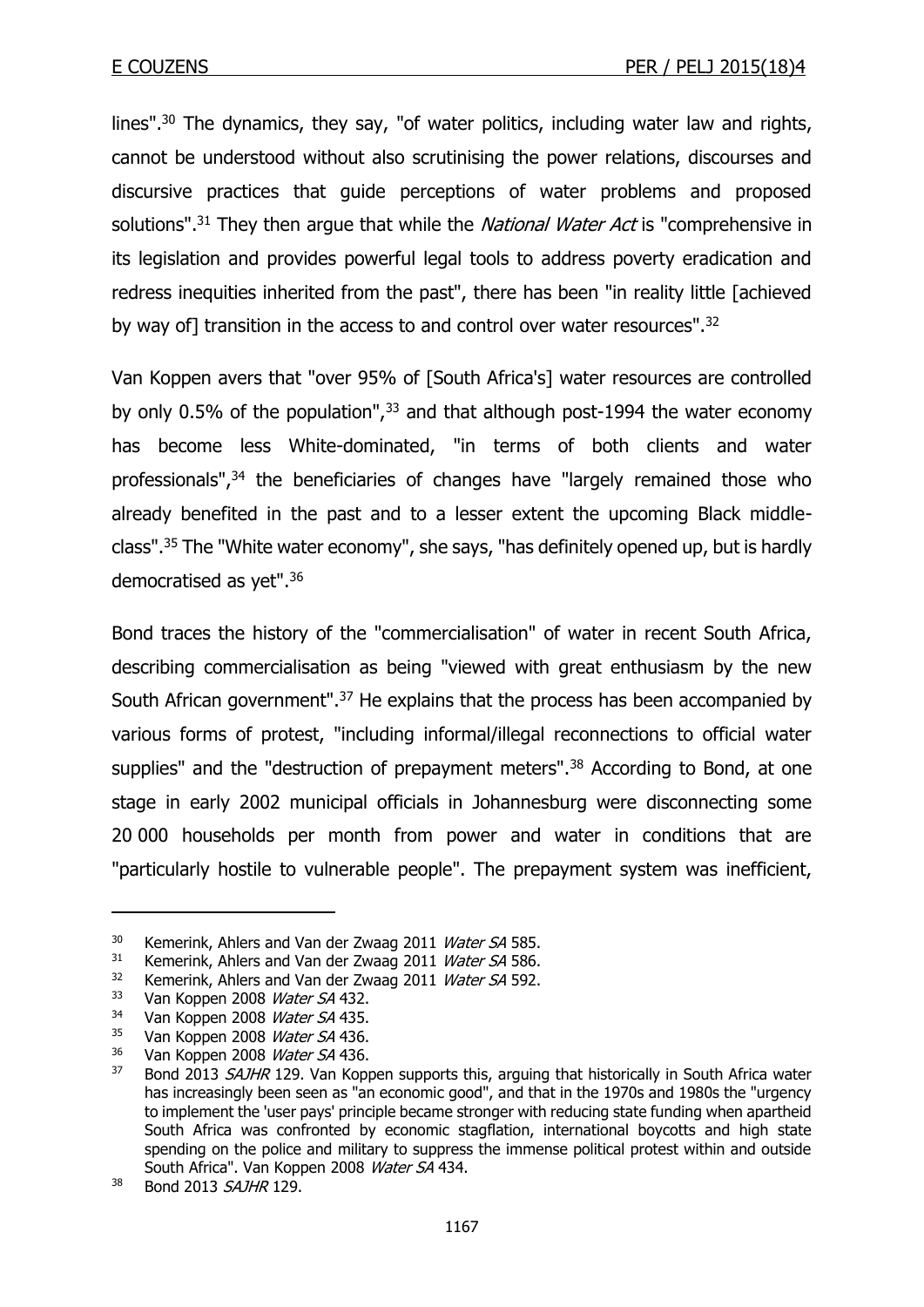lines".[30] The dynamics, they say, "of water politics, including water law and rights, cannot be understood without also scrutinising the power relations, discourses and discursive practices that guide perceptions of water problems and proposed solutions".[31] They then argue that while the *National Water Act* is "comprehensive in its legislation and provides powerful legal tools to address poverty eradication and redress inequities inherited from the past", there has been "in reality little [achieved by way of] transition in the access to and control over water resources".[32]

Van Koppen avers that "over 95% of [South Africa's] water resources are controlled by only 0.5% of the population",[33] and that although post-1994 the water economy has become less White-dominated, "in terms of both clients and water professionals",[34] the beneficiaries of changes have "largely remained those who already benefited in the past and to a lesser extent the upcoming Black middle-class".[35] The "White water economy", she says, "has definitely opened up, but is hardly democratised as yet".[36]

Bond traces the history of the "commercialisation" of water in recent South Africa, describing commercialisation as being "viewed with great enthusiasm by the new South African government".[37] He explains that the process has been accompanied by various forms of protest, "including informal/illegal reconnections to official water supplies" and the "destruction of prepayment meters".[38] According to Bond, at one stage in early 2002 municipal officials in Johannesburg were disconnecting some 20 000 households per month from power and water in conditions that are "particularly hostile to vulnerable people". The prepayment system was inefficient,

---

[30] Kemerink, Ahlers and Van der Zwaag 2011 *Water SA* 585.

[31] Kemerink, Ahlers and Van der Zwaag 2011 *Water SA* 586.

[32] Kemerink, Ahlers and Van der Zwaag 2011 *Water SA* 592.

[33] Van Koppen 2008 *Water SA* 432.

[34] Van Koppen 2008 *Water SA* 435.

[35] Van Koppen 2008 *Water SA* 436.

[36] Van Koppen 2008 *Water SA* 436.

[37] Bond 2013 *SAJHR* 129. Van Koppen supports this, arguing that historically in South Africa water has increasingly been seen as "an economic good", and that in the 1970s and 1980s the "urgency to implement the 'user pays' principle became stronger with reducing state funding when apartheid South Africa was confronted by economic stagflation, international boycotts and high state spending on the police and military to suppress the immense political protest within and outside South Africa". Van Koppen 2008 *Water SA* 434.

[38] Bond 2013 *SAJHR* 129.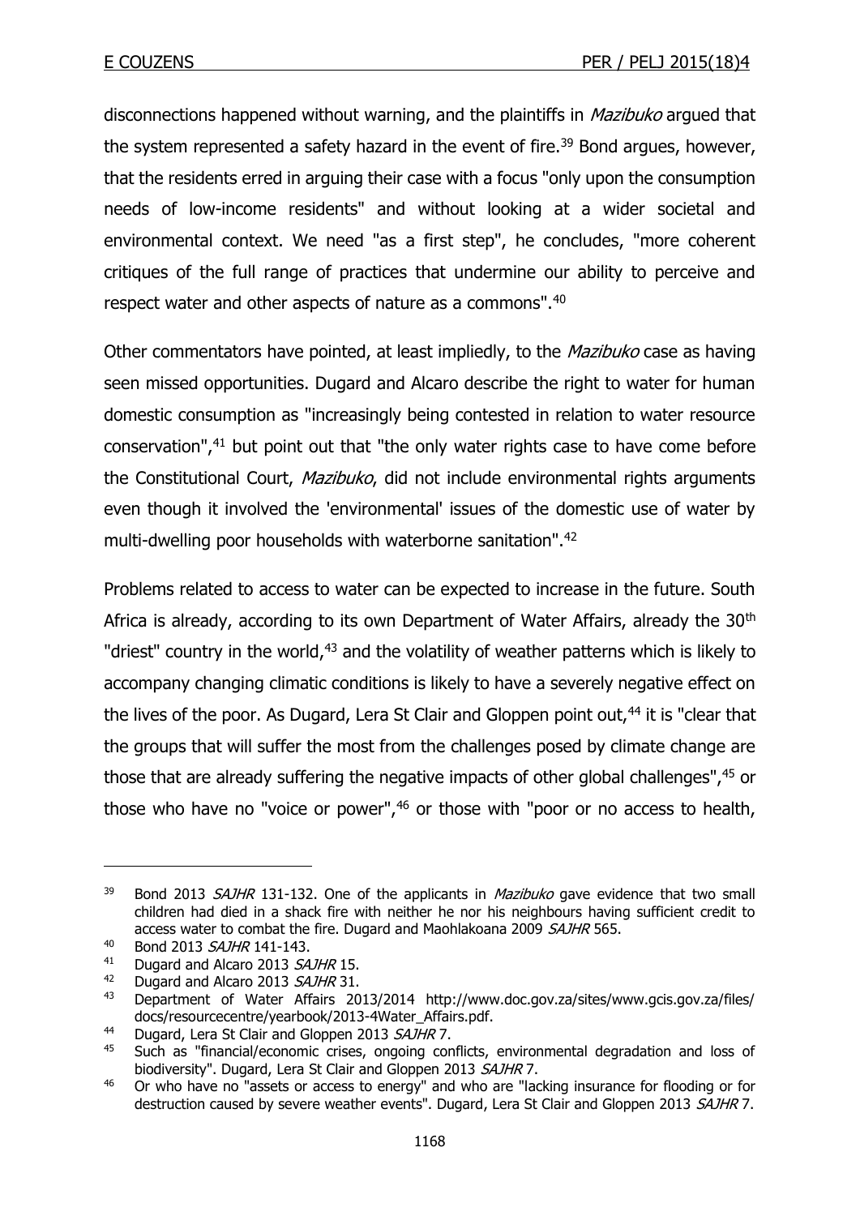disconnections happened without warning, and the plaintiffs in *Mazibuko* argued that the system represented a safety hazard in the event of fire.[39] Bond argues, however, that the residents erred in arguing their case with a focus "only upon the consumption needs of low-income residents" and without looking at a wider societal and environmental context. We need "as a first step", he concludes, "more coherent critiques of the full range of practices that undermine our ability to perceive and respect water and other aspects of nature as a commons".[40]

Other commentators have pointed, at least impliedly, to the *Mazibuko* case as having seen missed opportunities. Dugard and Alcaro describe the right to water for human domestic consumption as "increasingly being contested in relation to water resource conservation",[41] but point out that "the only water rights case to have come before the Constitutional Court, *Mazibuko*, did not include environmental rights arguments even though it involved the 'environmental' issues of the domestic use of water by multi-dwelling poor households with waterborne sanitation".[42]

Problems related to access to water can be expected to increase in the future. South Africa is already, according to its own Department of Water Affairs, already the 30th "driest" country in the world,[43] and the volatility of weather patterns which is likely to accompany changing climatic conditions is likely to have a severely negative effect on the lives of the poor. As Dugard, Lera St Clair and Gloppen point out,[44] it is "clear that the groups that will suffer the most from the challenges posed by climate change are those that are already suffering the negative impacts of other global challenges",[45] or those who have no "voice or power",[46] or those with "poor or no access to health,

---

[39] Bond 2013 *SAJHR* 131-132. One of the applicants in *Mazibuko* gave evidence that two small children had died in a shack fire with neither he nor his neighbours having sufficient credit to access water to combat the fire. Dugard and Maohlakoana 2009 *SAJHR* 565.

[40] Bond 2013 *SAJHR* 141-143.

[41] Dugard and Alcaro 2013 *SAJHR* 15.

[42] Dugard and Alcaro 2013 *SAJHR* 31.

[43] Department of Water Affairs 2013/2014 http://www.doc.gov.za/sites/www.gcis.gov.za/files/docs/resourcecentre/yearbook/2013-4Water_Affairs.pdf.

[44] Dugard, Lera St Clair and Gloppen 2013 *SAJHR* 7.

[45] Such as "financial/economic crises, ongoing conflicts, environmental degradation and loss of biodiversity". Dugard, Lera St Clair and Gloppen 2013 *SAJHR* 7.

[46] Or who have no "assets or access to energy" and who are "lacking insurance for flooding or for destruction caused by severe weather events". Dugard, Lera St Clair and Gloppen 2013 *SAJHR* 7.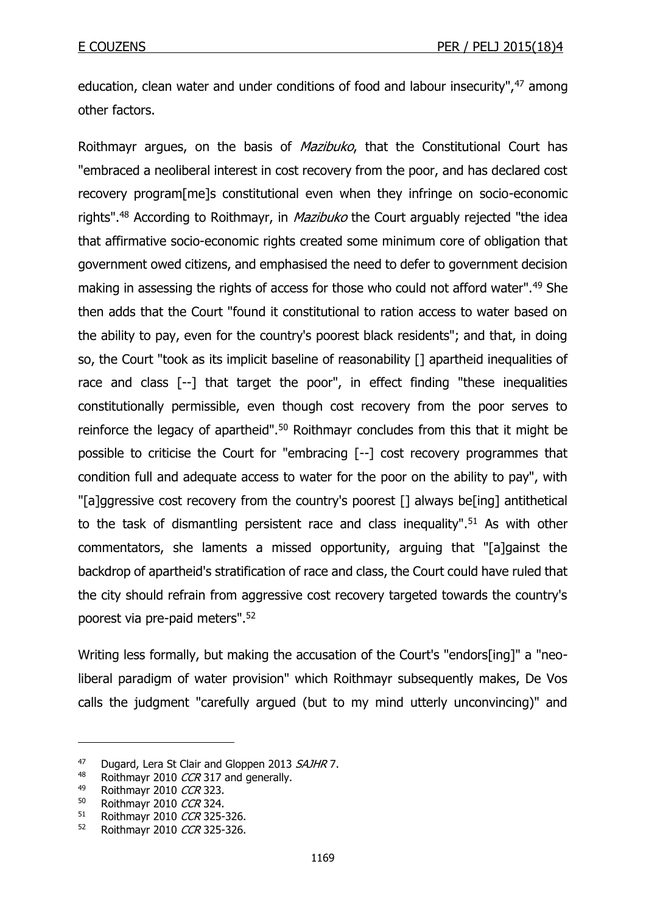education, clean water and under conditions of food and labour insecurity",[47] among other factors.

Roithmayr argues, on the basis of *Mazibuko*, that the Constitutional Court has "embraced a neoliberal interest in cost recovery from the poor, and has declared cost recovery program[me]s constitutional even when they infringe on socio-economic rights".[48] According to Roithmayr, in *Mazibuko* the Court arguably rejected "the idea that affirmative socio-economic rights created some minimum core of obligation that government owed citizens, and emphasised the need to defer to government decision making in assessing the rights of access for those who could not afford water".[49] She then adds that the Court "found it constitutional to ration access to water based on the ability to pay, even for the country's poorest black residents"; and that, in doing so, the Court "took as its implicit baseline of reasonability [] apartheid inequalities of race and class [--] that target the poor", in effect finding "these inequalities constitutionally permissible, even though cost recovery from the poor serves to reinforce the legacy of apartheid".[50] Roithmayr concludes from this that it might be possible to criticise the Court for "embracing [--] cost recovery programmes that condition full and adequate access to water for the poor on the ability to pay", with "[a]ggressive cost recovery from the country's poorest [] always be[ing] antithetical to the task of dismantling persistent race and class inequality".[51] As with other commentators, she laments a missed opportunity, arguing that "[a]gainst the backdrop of apartheid's stratification of race and class, the Court could have ruled that the city should refrain from aggressive cost recovery targeted towards the country's poorest via pre-paid meters".[52]

Writing less formally, but making the accusation of the Court's "endors[ing]" a "neo-liberal paradigm of water provision" which Roithmayr subsequently makes, De Vos calls the judgment "carefully argued (but to my mind utterly unconvincing)" and

---

[47] Dugard, Lera St Clair and Gloppen 2013 *SAJHR* 7.

[48] Roithmayr 2010 *CCR* 317 and generally.

[49] Roithmayr 2010 *CCR* 323.

[50] Roithmayr 2010 *CCR* 324.

[51] Roithmayr 2010 *CCR* 325-326.

[52] Roithmayr 2010 *CCR* 325-326.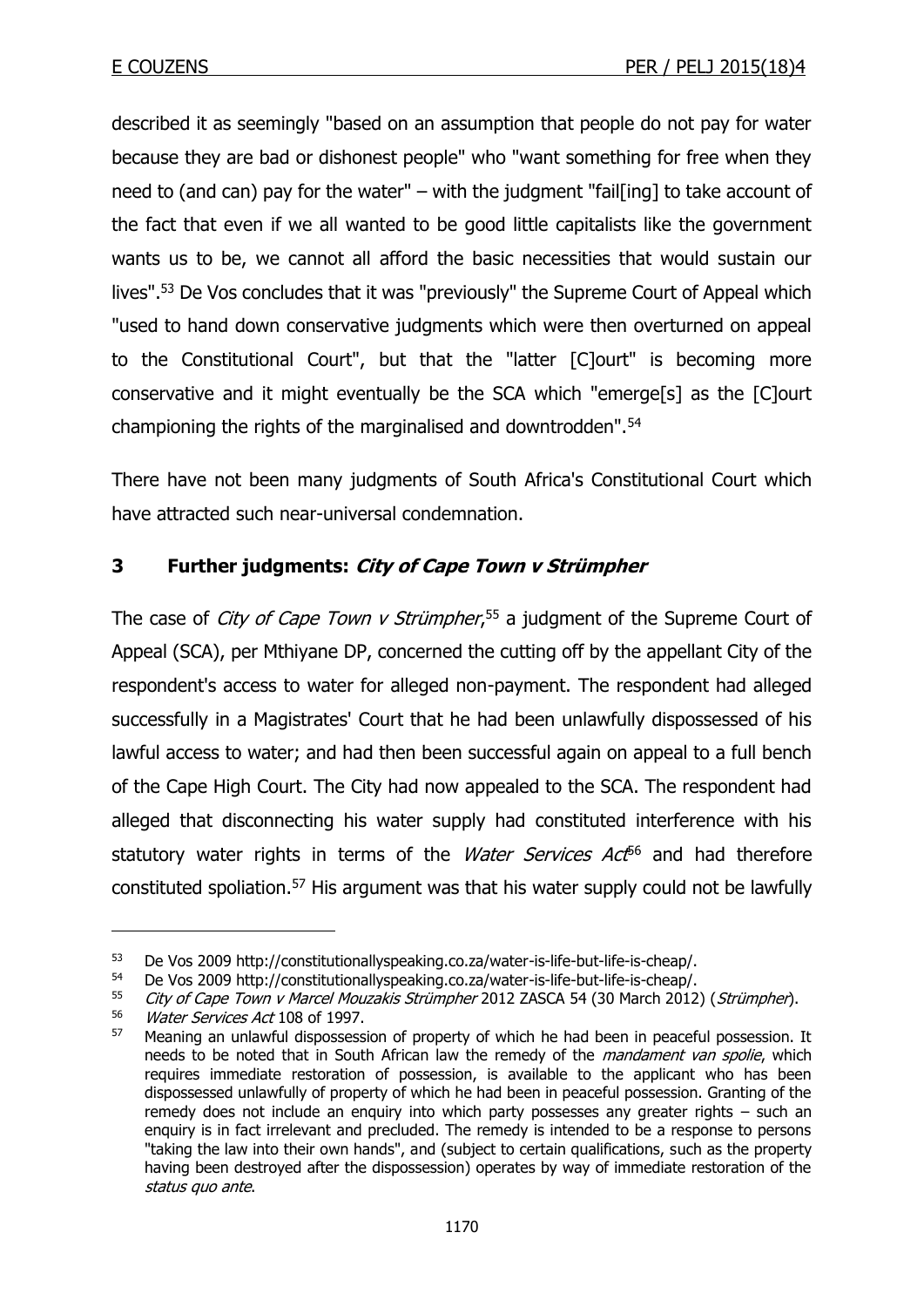described it as seemingly "based on an assumption that people do not pay for water because they are bad or dishonest people" who "want something for free when they need to (and can) pay for the water" – with the judgment "fail[ing] to take account of the fact that even if we all wanted to be good little capitalists like the government wants us to be, we cannot all afford the basic necessities that would sustain our lives".[53] De Vos concludes that it was "previously" the Supreme Court of Appeal which "used to hand down conservative judgments which were then overturned on appeal to the Constitutional Court", but that the "latter [C]ourt" is becoming more conservative and it might eventually be the SCA which "emerge[s] as the [C]ourt championing the rights of the marginalised and downtrodden".[54]

There have not been many judgments of South Africa's Constitutional Court which have attracted such near-universal condemnation.

## 3 Further judgments: *City of Cape Town v Strümpher*

The case of *City of Cape Town v Strümpher*,[55] a judgment of the Supreme Court of Appeal (SCA), per Mthiyane DP, concerned the cutting off by the appellant City of the respondent's access to water for alleged non-payment. The respondent had alleged successfully in a Magistrates' Court that he had been unlawfully dispossessed of his lawful access to water; and had then been successful again on appeal to a full bench of the Cape High Court. The City had now appealed to the SCA. The respondent had alleged that disconnecting his water supply had constituted interference with his statutory water rights in terms of the *Water Services Act*[56] and had therefore constituted spoliation.[57] His argument was that his water supply could not be lawfully

---

[53] De Vos 2009 http://constitutionallyspeaking.co.za/water-is-life-but-life-is-cheap/.

[54] De Vos 2009 http://constitutionallyspeaking.co.za/water-is-life-but-life-is-cheap/.

[55] *City of Cape Town v Marcel Mouzakis Strümpher* 2012 ZASCA 54 (30 March 2012) (*Strümpher*).

[56] *Water Services Act* 108 of 1997.

[57] Meaning an unlawful dispossession of property of which he had been in peaceful possession. It needs to be noted that in South African law the remedy of the *mandament van spolie*, which requires immediate restoration of possession, is available to the applicant who has been dispossessed unlawfully of property of which he had been in peaceful possession. Granting of the remedy does not include an enquiry into which party possesses any greater rights – such an enquiry is in fact irrelevant and precluded. The remedy is intended to be a response to persons "taking the law into their own hands", and (subject to certain qualifications, such as the property having been destroyed after the dispossession) operates by way of immediate restoration of the *status quo ante*.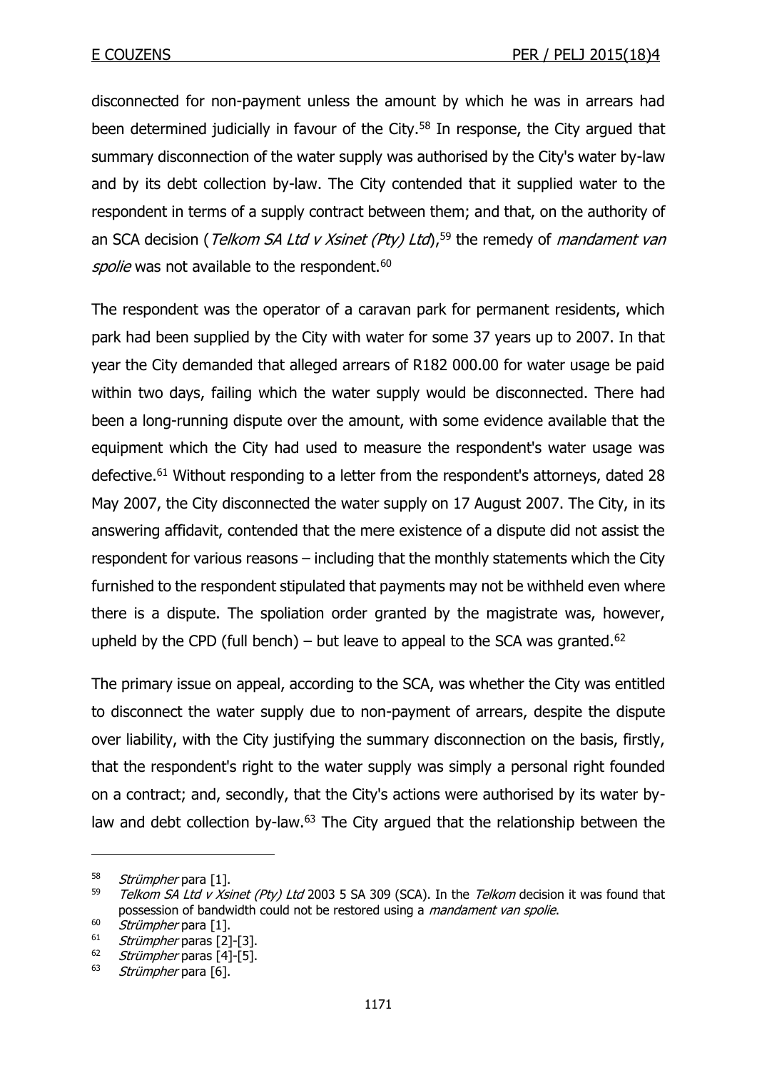disconnected for non-payment unless the amount by which he was in arrears had been determined judicially in favour of the City.[58] In response, the City argued that summary disconnection of the water supply was authorised by the City's water by-law and by its debt collection by-law. The City contended that it supplied water to the respondent in terms of a supply contract between them; and that, on the authority of an SCA decision (*Telkom SA Ltd v Xsinet (Pty) Ltd*),[59] the remedy of *mandament van spolie* was not available to the respondent.[60]

The respondent was the operator of a caravan park for permanent residents, which park had been supplied by the City with water for some 37 years up to 2007. In that year the City demanded that alleged arrears of R182 000.00 for water usage be paid within two days, failing which the water supply would be disconnected. There had been a long-running dispute over the amount, with some evidence available that the equipment which the City had used to measure the respondent's water usage was defective.[61] Without responding to a letter from the respondent's attorneys, dated 28 May 2007, the City disconnected the water supply on 17 August 2007. The City, in its answering affidavit, contended that the mere existence of a dispute did not assist the respondent for various reasons – including that the monthly statements which the City furnished to the respondent stipulated that payments may not be withheld even where there is a dispute. The spoliation order granted by the magistrate was, however, upheld by the CPD (full bench) – but leave to appeal to the SCA was granted.[62]

The primary issue on appeal, according to the SCA, was whether the City was entitled to disconnect the water supply due to non-payment of arrears, despite the dispute over liability, with the City justifying the summary disconnection on the basis, firstly, that the respondent's right to the water supply was simply a personal right founded on a contract; and, secondly, that the City's actions were authorised by its water by-law and debt collection by-law.[63] The City argued that the relationship between the

---

[58] *Strümpher* para [1].

[59] *Telkom SA Ltd v Xsinet (Pty) Ltd* 2003 5 SA 309 (SCA). In the *Telkom* decision it was found that possession of bandwidth could not be restored using a *mandament van spolie*.

[60] *Strümpher* para [1].

[61] *Strümpher* paras [2]-[3].

[62] *Strümpher* paras [4]-[5].

[63] *Strümpher* para [6].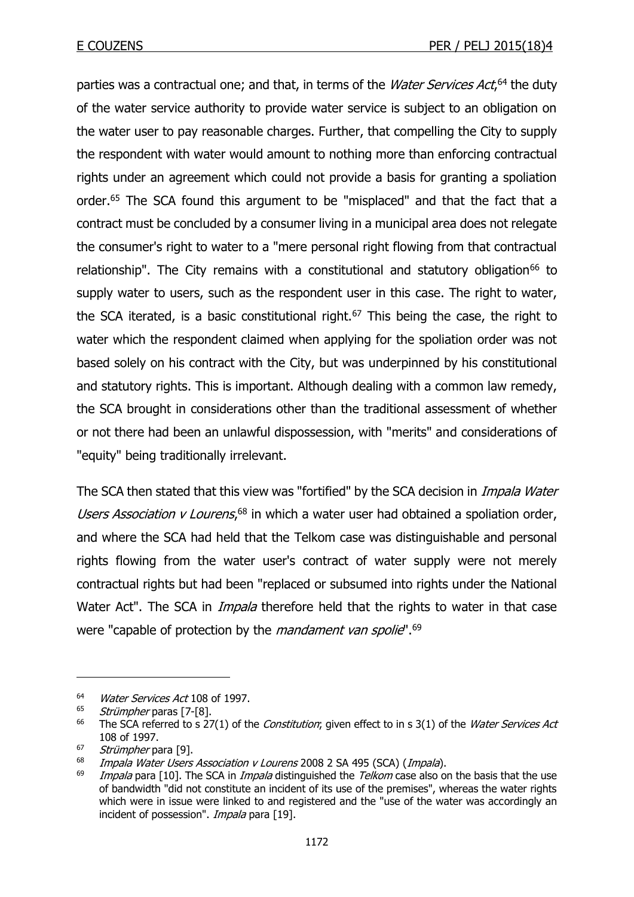parties was a contractual one; and that, in terms of the *Water Services Act*,[64] the duty of the water service authority to provide water service is subject to an obligation on the water user to pay reasonable charges. Further, that compelling the City to supply the respondent with water would amount to nothing more than enforcing contractual rights under an agreement which could not provide a basis for granting a spoliation order.[65] The SCA found this argument to be "misplaced" and that the fact that a contract must be concluded by a consumer living in a municipal area does not relegate the consumer's right to water to a "mere personal right flowing from that contractual relationship". The City remains with a constitutional and statutory obligation[66] to supply water to users, such as the respondent user in this case. The right to water, the SCA iterated, is a basic constitutional right.[67] This being the case, the right to water which the respondent claimed when applying for the spoliation order was not based solely on his contract with the City, but was underpinned by his constitutional and statutory rights. This is important. Although dealing with a common law remedy, the SCA brought in considerations other than the traditional assessment of whether or not there had been an unlawful dispossession, with "merits" and considerations of "equity" being traditionally irrelevant.

The SCA then stated that this view was "fortified" by the SCA decision in *Impala Water Users Association v Lourens*,[68] in which a water user had obtained a spoliation order, and where the SCA had held that the Telkom case was distinguishable and personal rights flowing from the water user's contract of water supply were not merely contractual rights but had been "replaced or subsumed into rights under the National Water Act". The SCA in *Impala* therefore held that the rights to water in that case were "capable of protection by the *mandament van spolie*".[69]

---

[64] *Water Services Act* 108 of 1997.

[65] *Strümpher* paras [7-[8].

[66] The SCA referred to s 27(1) of the *Constitution*; given effect to in s 3(1) of the *Water Services Act* 108 of 1997.

[67] *Strümpher* para [9].

[68] *Impala Water Users Association v Lourens* 2008 2 SA 495 (SCA) (*Impala*).

[69] *Impala* para [10]. The SCA in *Impala* distinguished the *Telkom* case also on the basis that the use of bandwidth "did not constitute an incident of its use of the premises", whereas the water rights which were in issue were linked to and registered and the "use of the water was accordingly an incident of possession". *Impala* para [19].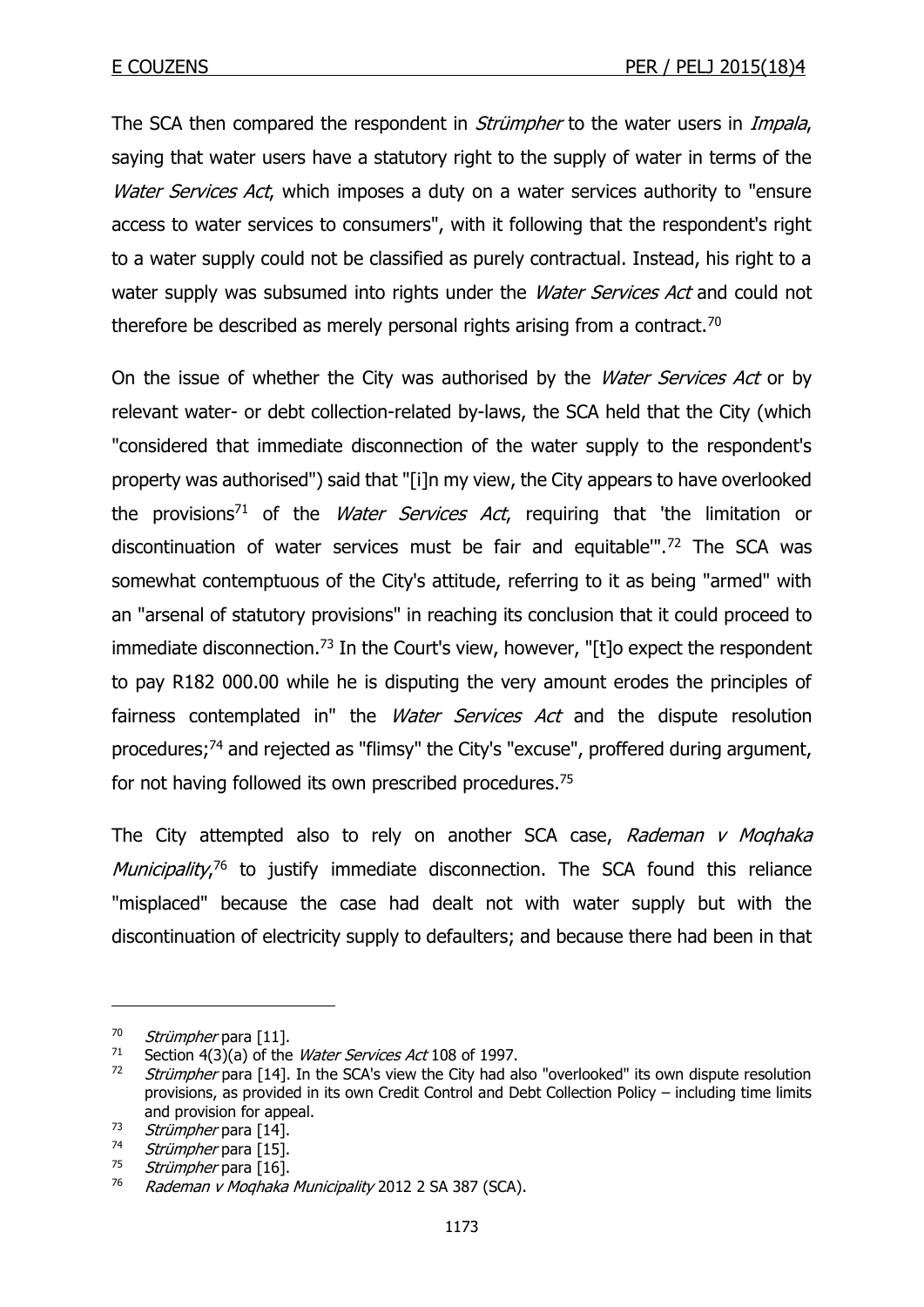The SCA then compared the respondent in *Strümpher* to the water users in *Impala*, saying that water users have a statutory right to the supply of water in terms of the *Water Services Act*, which imposes a duty on a water services authority to "ensure access to water services to consumers", with it following that the respondent's right to a water supply could not be classified as purely contractual. Instead, his right to a water supply was subsumed into rights under the *Water Services Act* and could not therefore be described as merely personal rights arising from a contract.[70]

On the issue of whether the City was authorised by the *Water Services Act* or by relevant water- or debt collection-related by-laws, the SCA held that the City (which "considered that immediate disconnection of the water supply to the respondent's property was authorised") said that "[i]n my view, the City appears to have overlooked the provisions[71] of the *Water Services Act*, requiring that 'the limitation or discontinuation of water services must be fair and equitable'".[72] The SCA was somewhat contemptuous of the City's attitude, referring to it as being "armed" with an "arsenal of statutory provisions" in reaching its conclusion that it could proceed to immediate disconnection.[73] In the Court's view, however, "[t]o expect the respondent to pay R182 000.00 while he is disputing the very amount erodes the principles of fairness contemplated in" the *Water Services Act* and the dispute resolution procedures;[74] and rejected as "flimsy" the City's "excuse", proffered during argument, for not having followed its own prescribed procedures.[75]

The City attempted also to rely on another SCA case, *Rademan v Moqhaka Municipality*,[76] to justify immediate disconnection. The SCA found this reliance "misplaced" because the case had dealt not with water supply but with the discontinuation of electricity supply to defaulters; and because there had been in that

---

70 *Strümpher* para [11].

71 Section 4(3)(a) of the *Water Services Act* 108 of 1997.

72 *Strümpher* para [14]. In the SCA's view the City had also "overlooked" its own dispute resolution provisions, as provided in its own Credit Control and Debt Collection Policy – including time limits and provision for appeal.

73 *Strümpher* para [14].

74 *Strümpher* para [15].

75 *Strümpher* para [16].

76 *Rademan v Moqhaka Municipality* 2012 2 SA 387 (SCA).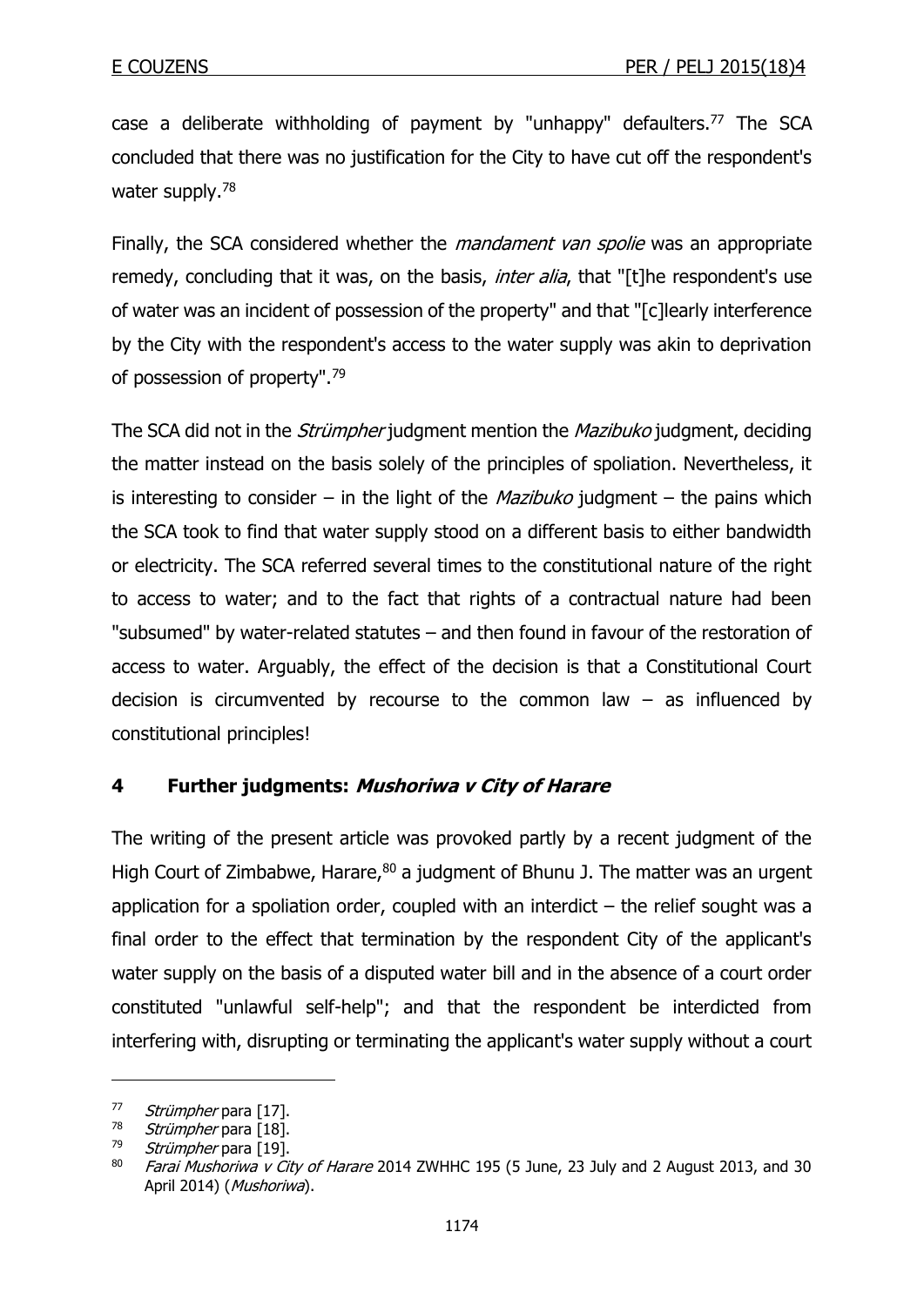case a deliberate withholding of payment by "unhappy" defaulters.[77] The SCA concluded that there was no justification for the City to have cut off the respondent's water supply.[78]

Finally, the SCA considered whether the *mandament van spolie* was an appropriate remedy, concluding that it was, on the basis, *inter alia*, that "[t]he respondent's use of water was an incident of possession of the property" and that "[c]learly interference by the City with the respondent's access to the water supply was akin to deprivation of possession of property".[79]

The SCA did not in the *Strümpher* judgment mention the *Mazibuko* judgment, deciding the matter instead on the basis solely of the principles of spoliation. Nevertheless, it is interesting to consider – in the light of the *Mazibuko* judgment – the pains which the SCA took to find that water supply stood on a different basis to either bandwidth or electricity. The SCA referred several times to the constitutional nature of the right to access to water; and to the fact that rights of a contractual nature had been "subsumed" by water-related statutes – and then found in favour of the restoration of access to water. Arguably, the effect of the decision is that a Constitutional Court decision is circumvented by recourse to the common law – as influenced by constitutional principles!

## 4 Further judgments: *Mushoriwa v City of Harare*

The writing of the present article was provoked partly by a recent judgment of the High Court of Zimbabwe, Harare,[80] a judgment of Bhunu J. The matter was an urgent application for a spoliation order, coupled with an interdict – the relief sought was a final order to the effect that termination by the respondent City of the applicant's water supply on the basis of a disputed water bill and in the absence of a court order constituted "unlawful self-help"; and that the respondent be interdicted from interfering with, disrupting or terminating the applicant's water supply without a court

---

77 *Strümpher* para [17].

78 *Strümpher* para [18].

79 *Strümpher* para [19].

80 *Farai Mushoriwa v City of Harare* 2014 ZWHHC 195 (5 June, 23 July and 2 August 2013, and 30 April 2014) (*Mushoriwa*).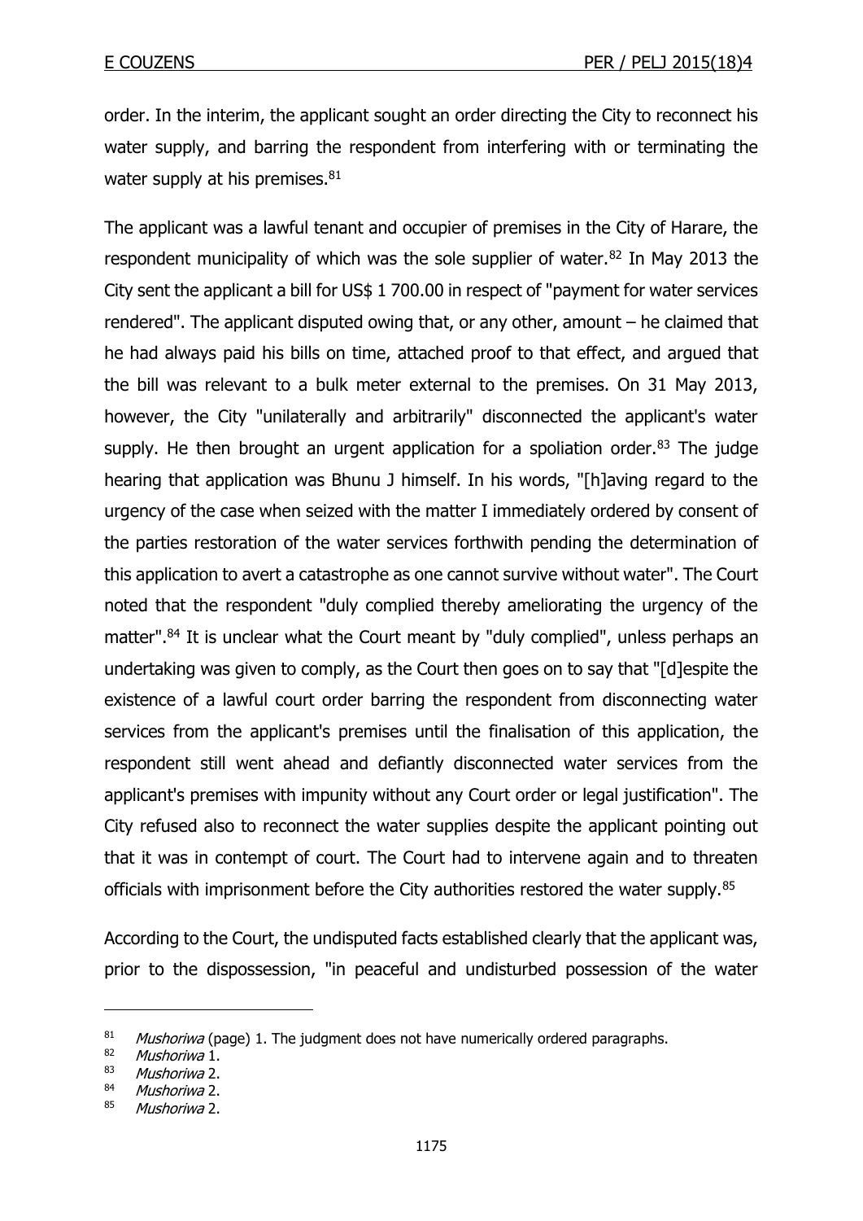order. In the interim, the applicant sought an order directing the City to reconnect his water supply, and barring the respondent from interfering with or terminating the water supply at his premises.[81]

The applicant was a lawful tenant and occupier of premises in the City of Harare, the respondent municipality of which was the sole supplier of water.[82] In May 2013 the City sent the applicant a bill for US$ 1 700.00 in respect of "payment for water services rendered". The applicant disputed owing that, or any other, amount – he claimed that he had always paid his bills on time, attached proof to that effect, and argued that the bill was relevant to a bulk meter external to the premises. On 31 May 2013, however, the City "unilaterally and arbitrarily" disconnected the applicant's water supply. He then brought an urgent application for a spoliation order.[83] The judge hearing that application was Bhunu J himself. In his words, "[h]aving regard to the urgency of the case when seized with the matter I immediately ordered by consent of the parties restoration of the water services forthwith pending the determination of this application to avert a catastrophe as one cannot survive without water". The Court noted that the respondent "duly complied thereby ameliorating the urgency of the matter".[84] It is unclear what the Court meant by "duly complied", unless perhaps an undertaking was given to comply, as the Court then goes on to say that "[d]espite the existence of a lawful court order barring the respondent from disconnecting water services from the applicant's premises until the finalisation of this application, the respondent still went ahead and defiantly disconnected water services from the applicant's premises with impunity without any Court order or legal justification". The City refused also to reconnect the water supplies despite the applicant pointing out that it was in contempt of court. The Court had to intervene again and to threaten officials with imprisonment before the City authorities restored the water supply.[85]

According to the Court, the undisputed facts established clearly that the applicant was, prior to the dispossession, "in peaceful and undisturbed possession of the water

---

[81] *Mushoriwa* (page) 1. The judgment does not have numerically ordered paragraphs.

[82] *Mushoriwa* 1.

[83] *Mushoriwa* 2.

[84] *Mushoriwa* 2.

[85] *Mushoriwa* 2.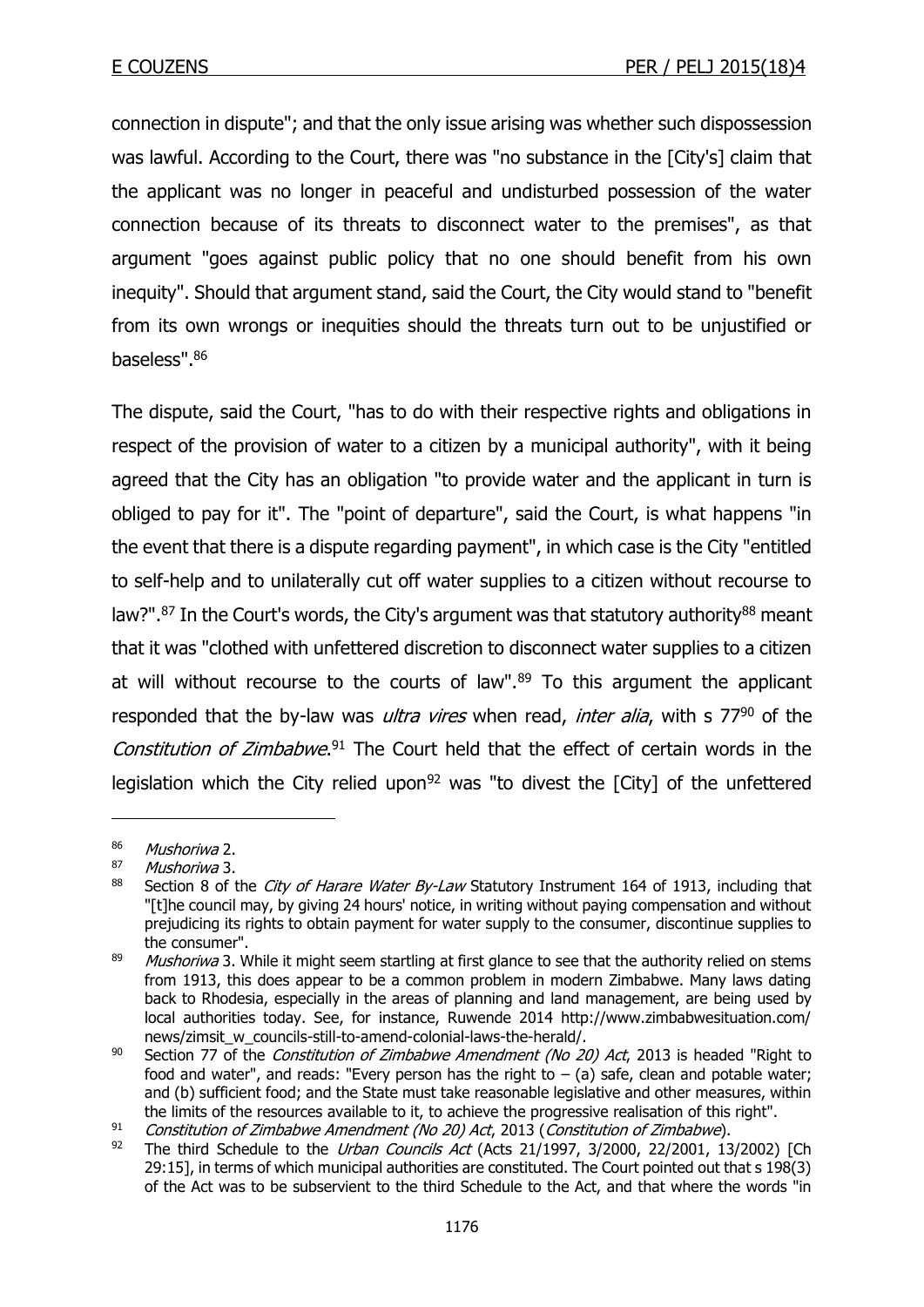connection in dispute"; and that the only issue arising was whether such dispossession was lawful. According to the Court, there was "no substance in the [City's] claim that the applicant was no longer in peaceful and undisturbed possession of the water connection because of its threats to disconnect water to the premises", as that argument "goes against public policy that no one should benefit from his own inequity". Should that argument stand, said the Court, the City would stand to "benefit from its own wrongs or inequities should the threats turn out to be unjustified or baseless".[86]

The dispute, said the Court, "has to do with their respective rights and obligations in respect of the provision of water to a citizen by a municipal authority", with it being agreed that the City has an obligation "to provide water and the applicant in turn is obliged to pay for it". The "point of departure", said the Court, is what happens "in the event that there is a dispute regarding payment", in which case is the City "entitled to self-help and to unilaterally cut off water supplies to a citizen without recourse to law?".[87] In the Court's words, the City's argument was that statutory authority[88] meant that it was "clothed with unfettered discretion to disconnect water supplies to a citizen at will without recourse to the courts of law".[89] To this argument the applicant responded that the by-law was *ultra vires* when read, *inter alia*, with s 77[90] of the *Constitution of Zimbabwe*.[91] The Court held that the effect of certain words in the legislation which the City relied upon[92] was "to divest the [City] of the unfettered

---

[86] *Mushoriwa* 2.

[87] *Mushoriwa* 3.

[88] Section 8 of the *City of Harare Water By-Law* Statutory Instrument 164 of 1913, including that "[t]he council may, by giving 24 hours' notice, in writing without paying compensation and without prejudicing its rights to obtain payment for water supply to the consumer, discontinue supplies to the consumer".

[89] *Mushoriwa* 3. While it might seem startling at first glance to see that the authority relied on stems from 1913, this does appear to be a common problem in modern Zimbabwe. Many laws dating back to Rhodesia, especially in the areas of planning and land management, are being used by local authorities today. See, for instance, Ruwende 2014 http://www.zimbabwesituation.com/news/zimsit_w_councils-still-to-amend-colonial-laws-the-herald/.

[90] Section 77 of the *Constitution of Zimbabwe Amendment (No 20) Act*, 2013 is headed "Right to food and water", and reads: "Every person has the right to – (a) safe, clean and potable water; and (b) sufficient food; and the State must take reasonable legislative and other measures, within the limits of the resources available to it, to achieve the progressive realisation of this right".

[91] *Constitution of Zimbabwe Amendment (No 20) Act*, 2013 (*Constitution of Zimbabwe*).

[92] The third Schedule to the *Urban Councils Act* (Acts 21/1997, 3/2000, 22/2001, 13/2002) [Ch 29:15], in terms of which municipal authorities are constituted. The Court pointed out that s 198(3) of the Act was to be subservient to the third Schedule to the Act, and that where the words "in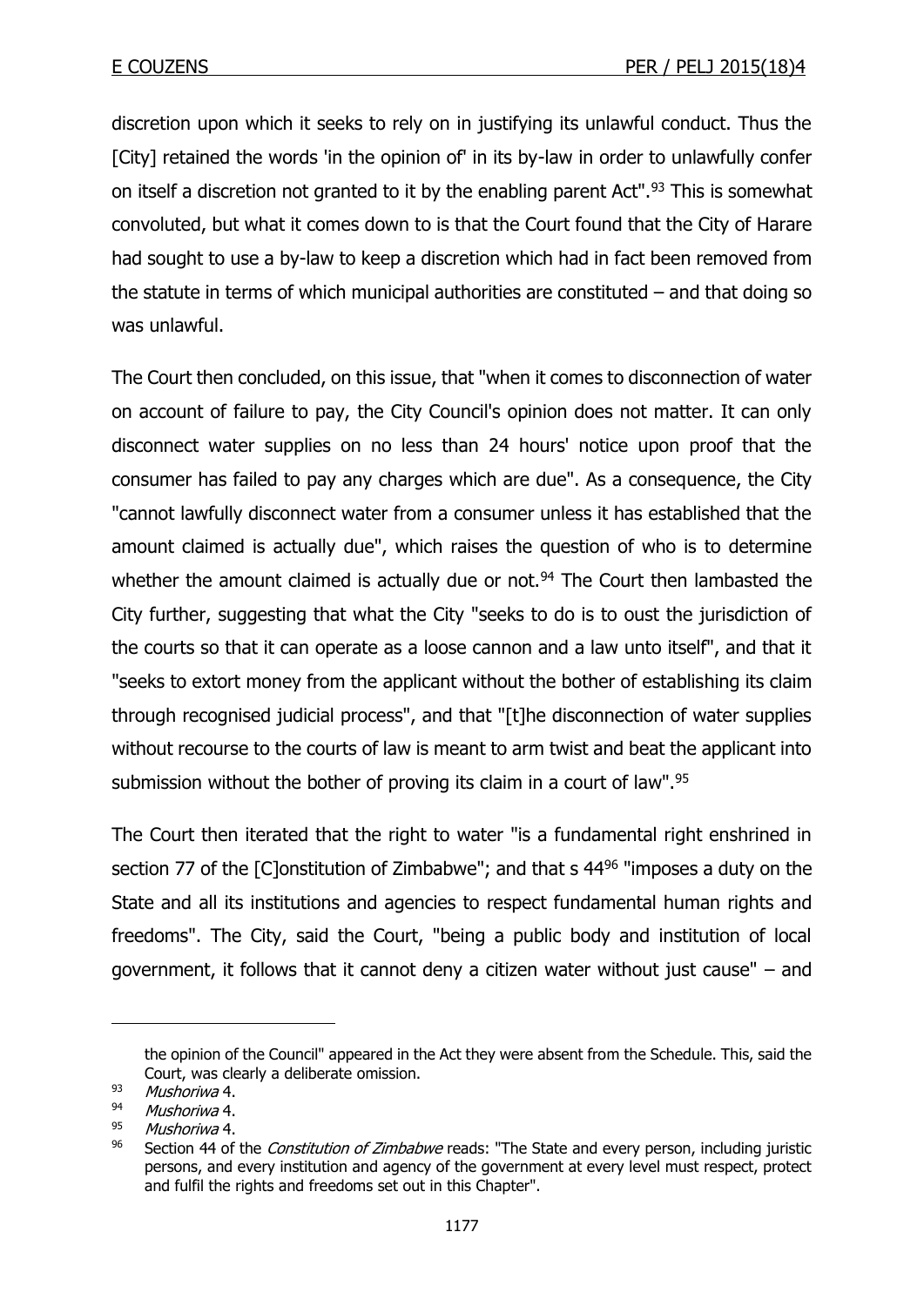discretion upon which it seeks to rely on in justifying its unlawful conduct. Thus the [City] retained the words 'in the opinion of' in its by-law in order to unlawfully confer on itself a discretion not granted to it by the enabling parent Act".[93] This is somewhat convoluted, but what it comes down to is that the Court found that the City of Harare had sought to use a by-law to keep a discretion which had in fact been removed from the statute in terms of which municipal authorities are constituted – and that doing so was unlawful.

The Court then concluded, on this issue, that "when it comes to disconnection of water on account of failure to pay, the City Council's opinion does not matter. It can only disconnect water supplies on no less than 24 hours' notice upon proof that the consumer has failed to pay any charges which are due". As a consequence, the City "cannot lawfully disconnect water from a consumer unless it has established that the amount claimed is actually due", which raises the question of who is to determine whether the amount claimed is actually due or not.[94] The Court then lambasted the City further, suggesting that what the City "seeks to do is to oust the jurisdiction of the courts so that it can operate as a loose cannon and a law unto itself", and that it "seeks to extort money from the applicant without the bother of establishing its claim through recognised judicial process", and that "[t]he disconnection of water supplies without recourse to the courts of law is meant to arm twist and beat the applicant into submission without the bother of proving its claim in a court of law".[95]

The Court then iterated that the right to water "is a fundamental right enshrined in section 77 of the [C]onstitution of Zimbabwe"; and that s 44[96] "imposes a duty on the State and all its institutions and agencies to respect fundamental human rights and freedoms". The City, said the Court, "being a public body and institution of local government, it follows that it cannot deny a citizen water without just cause" – and

---

the opinion of the Council" appeared in the Act they were absent from the Schedule. This, said the Court, was clearly a deliberate omission.

[93] *Mushoriwa* 4.

[94] *Mushoriwa* 4.

[95] *Mushoriwa* 4.

[96] Section 44 of the *Constitution of Zimbabwe* reads: "The State and every person, including juristic persons, and every institution and agency of the government at every level must respect, protect and fulfil the rights and freedoms set out in this Chapter".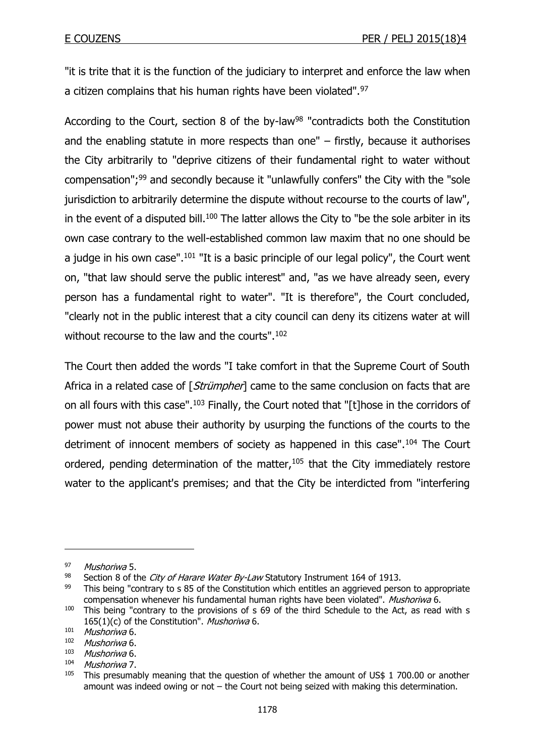"it is trite that it is the function of the judiciary to interpret and enforce the law when a citizen complains that his human rights have been violated".[97]

According to the Court, section 8 of the by-law[98] "contradicts both the Constitution and the enabling statute in more respects than one" – firstly, because it authorises the City arbitrarily to "deprive citizens of their fundamental right to water without compensation";[99] and secondly because it "unlawfully confers" the City with the "sole jurisdiction to arbitrarily determine the dispute without recourse to the courts of law", in the event of a disputed bill.[100] The latter allows the City to "be the sole arbiter in its own case contrary to the well-established common law maxim that no one should be a judge in his own case".[101] "It is a basic principle of our legal policy", the Court went on, "that law should serve the public interest" and, "as we have already seen, every person has a fundamental right to water". "It is therefore", the Court concluded, "clearly not in the public interest that a city council can deny its citizens water at will without recourse to the law and the courts".[102]

The Court then added the words "I take comfort in that the Supreme Court of South Africa in a related case of [*Strümpher*] came to the same conclusion on facts that are on all fours with this case".[103] Finally, the Court noted that "[t]hose in the corridors of power must not abuse their authority by usurping the functions of the courts to the detriment of innocent members of society as happened in this case".[104] The Court ordered, pending determination of the matter,[105] that the City immediately restore water to the applicant's premises; and that the City be interdicted from "interfering

---

[97] *Mushoriwa* 5.

[98] Section 8 of the *City of Harare Water By-Law* Statutory Instrument 164 of 1913.

[99] This being "contrary to s 85 of the Constitution which entitles an aggrieved person to appropriate compensation whenever his fundamental human rights have been violated". *Mushoriwa* 6.

[100] This being "contrary to the provisions of s 69 of the third Schedule to the Act, as read with s 165(1)(c) of the Constitution". *Mushoriwa* 6.

[101] *Mushoriwa* 6.

[102] *Mushoriwa* 6.

[103] *Mushoriwa* 6.

[104] *Mushoriwa* 7.

[105] This presumably meaning that the question of whether the amount of US$ 1 700.00 or another amount was indeed owing or not – the Court not being seized with making this determination.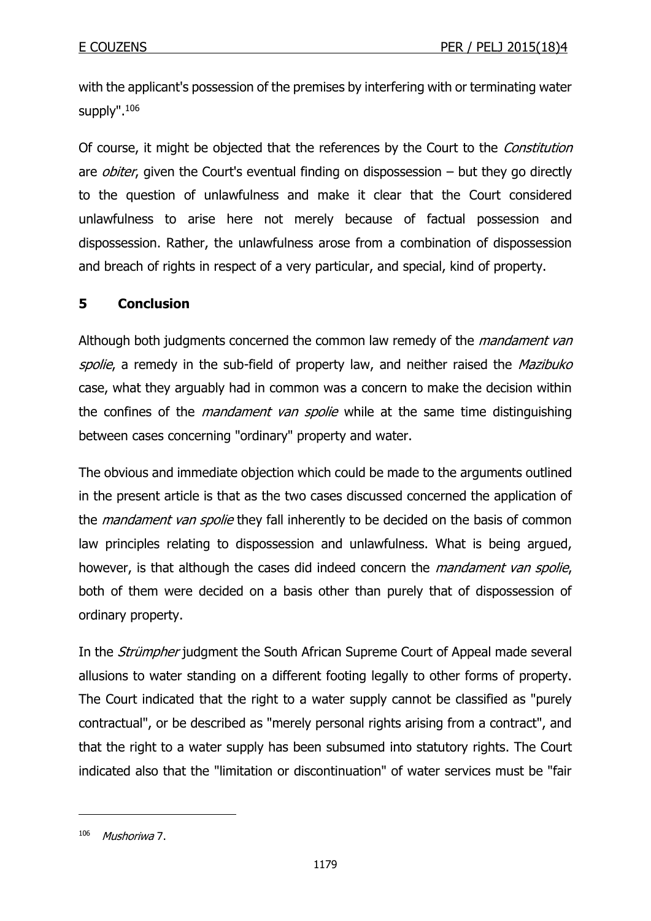with the applicant's possession of the premises by interfering with or terminating water supply".[106]

Of course, it might be objected that the references by the Court to the *Constitution* are *obiter*, given the Court's eventual finding on dispossession – but they go directly to the question of unlawfulness and make it clear that the Court considered unlawfulness to arise here not merely because of factual possession and dispossession. Rather, the unlawfulness arose from a combination of dispossession and breach of rights in respect of a very particular, and special, kind of property.

## 5 Conclusion

Although both judgments concerned the common law remedy of the *mandament van spolie*, a remedy in the sub-field of property law, and neither raised the *Mazibuko* case, what they arguably had in common was a concern to make the decision within the confines of the *mandament van spolie* while at the same time distinguishing between cases concerning "ordinary" property and water.

The obvious and immediate objection which could be made to the arguments outlined in the present article is that as the two cases discussed concerned the application of the *mandament van spolie* they fall inherently to be decided on the basis of common law principles relating to dispossession and unlawfulness. What is being argued, however, is that although the cases did indeed concern the *mandament van spolie*, both of them were decided on a basis other than purely that of dispossession of ordinary property.

In the *Strümpher* judgment the South African Supreme Court of Appeal made several allusions to water standing on a different footing legally to other forms of property. The Court indicated that the right to a water supply cannot be classified as "purely contractual", or be described as "merely personal rights arising from a contract", and that the right to a water supply has been subsumed into statutory rights. The Court indicated also that the "limitation or discontinuation" of water services must be "fair

---

[106] *Mushoriwa* 7.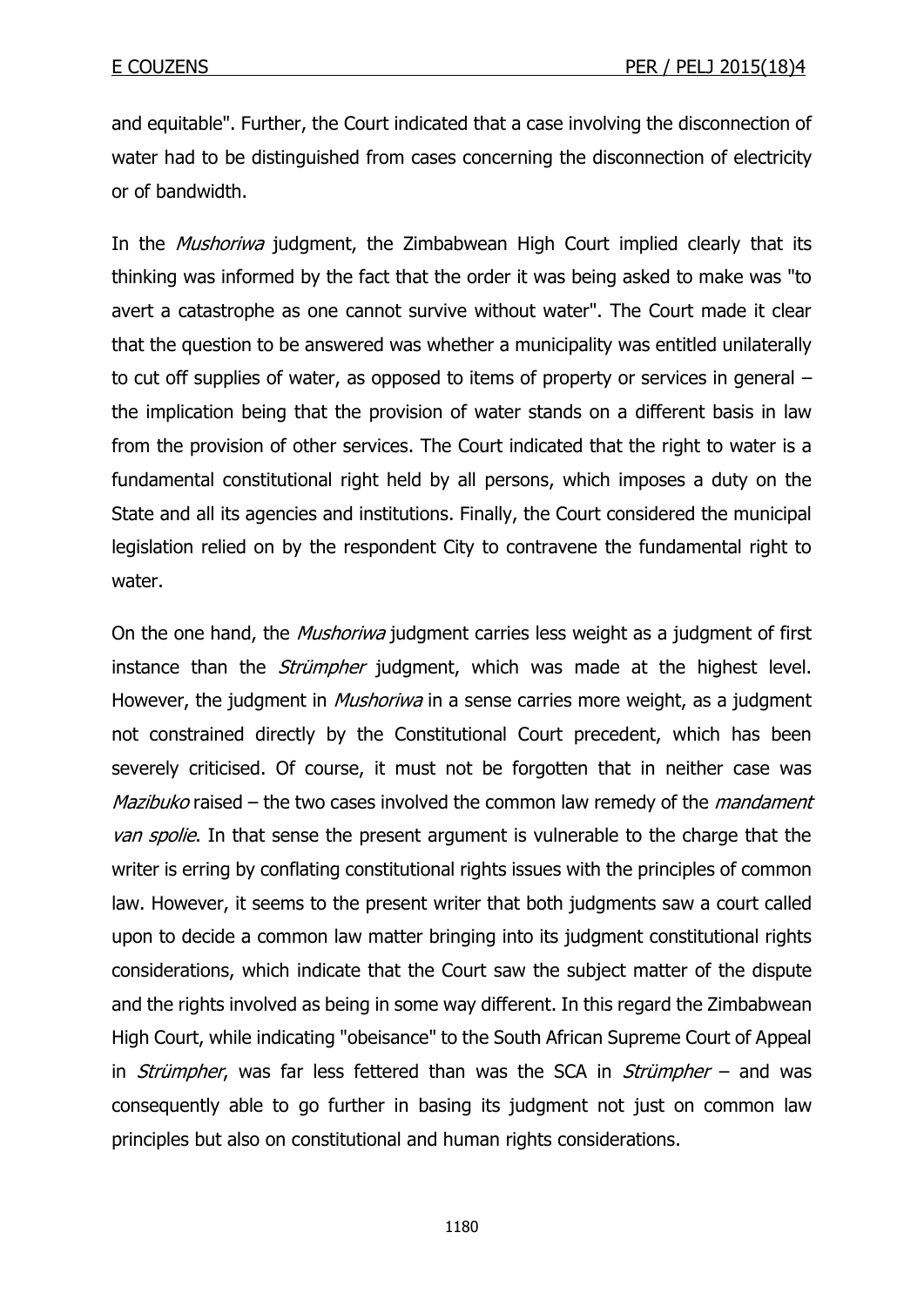and equitable". Further, the Court indicated that a case involving the disconnection of water had to be distinguished from cases concerning the disconnection of electricity or of bandwidth.

In the *Mushoriwa* judgment, the Zimbabwean High Court implied clearly that its thinking was informed by the fact that the order it was being asked to make was "to avert a catastrophe as one cannot survive without water". The Court made it clear that the question to be answered was whether a municipality was entitled unilaterally to cut off supplies of water, as opposed to items of property or services in general – the implication being that the provision of water stands on a different basis in law from the provision of other services. The Court indicated that the right to water is a fundamental constitutional right held by all persons, which imposes a duty on the State and all its agencies and institutions. Finally, the Court considered the municipal legislation relied on by the respondent City to contravene the fundamental right to water.

On the one hand, the *Mushoriwa* judgment carries less weight as a judgment of first instance than the *Strümpher* judgment, which was made at the highest level. However, the judgment in *Mushoriwa* in a sense carries more weight, as a judgment not constrained directly by the Constitutional Court precedent, which has been severely criticised. Of course, it must not be forgotten that in neither case was *Mazibuko* raised – the two cases involved the common law remedy of the *mandament van spolie*. In that sense the present argument is vulnerable to the charge that the writer is erring by conflating constitutional rights issues with the principles of common law. However, it seems to the present writer that both judgments saw a court called upon to decide a common law matter bringing into its judgment constitutional rights considerations, which indicate that the Court saw the subject matter of the dispute and the rights involved as being in some way different. In this regard the Zimbabwean High Court, while indicating "obeisance" to the South African Supreme Court of Appeal in *Strümpher*, was far less fettered than was the SCA in *Strümpher* – and was consequently able to go further in basing its judgment not just on common law principles but also on constitutional and human rights considerations.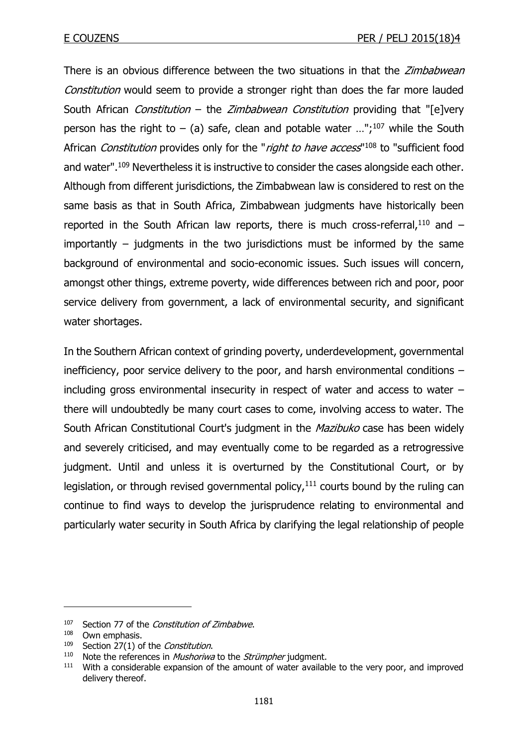There is an obvious difference between the two situations in that the *Zimbabwean Constitution* would seem to provide a stronger right than does the far more lauded South African *Constitution* – the *Zimbabwean Constitution* providing that "[e]very person has the right to – (a) safe, clean and potable water …";[107] while the South African *Constitution* provides only for the "*right to have access*"[108] to "sufficient food and water".[109] Nevertheless it is instructive to consider the cases alongside each other. Although from different jurisdictions, the Zimbabwean law is considered to rest on the same basis as that in South Africa, Zimbabwean judgments have historically been reported in the South African law reports, there is much cross-referral,[110] and – importantly – judgments in the two jurisdictions must be informed by the same background of environmental and socio-economic issues. Such issues will concern, amongst other things, extreme poverty, wide differences between rich and poor, poor service delivery from government, a lack of environmental security, and significant water shortages.

In the Southern African context of grinding poverty, underdevelopment, governmental inefficiency, poor service delivery to the poor, and harsh environmental conditions – including gross environmental insecurity in respect of water and access to water – there will undoubtedly be many court cases to come, involving access to water. The South African Constitutional Court's judgment in the *Mazibuko* case has been widely and severely criticised, and may eventually come to be regarded as a retrogressive judgment. Until and unless it is overturned by the Constitutional Court, or by legislation, or through revised governmental policy,[111] courts bound by the ruling can continue to find ways to develop the jurisprudence relating to environmental and particularly water security in South Africa by clarifying the legal relationship of people

---

[107] Section 77 of the *Constitution of Zimbabwe*.

[108] Own emphasis.

[109] Section 27(1) of the *Constitution*.

[110] Note the references in *Mushoriwa* to the *Strümpher* judgment.

[111] With a considerable expansion of the amount of water available to the very poor, and improved delivery thereof.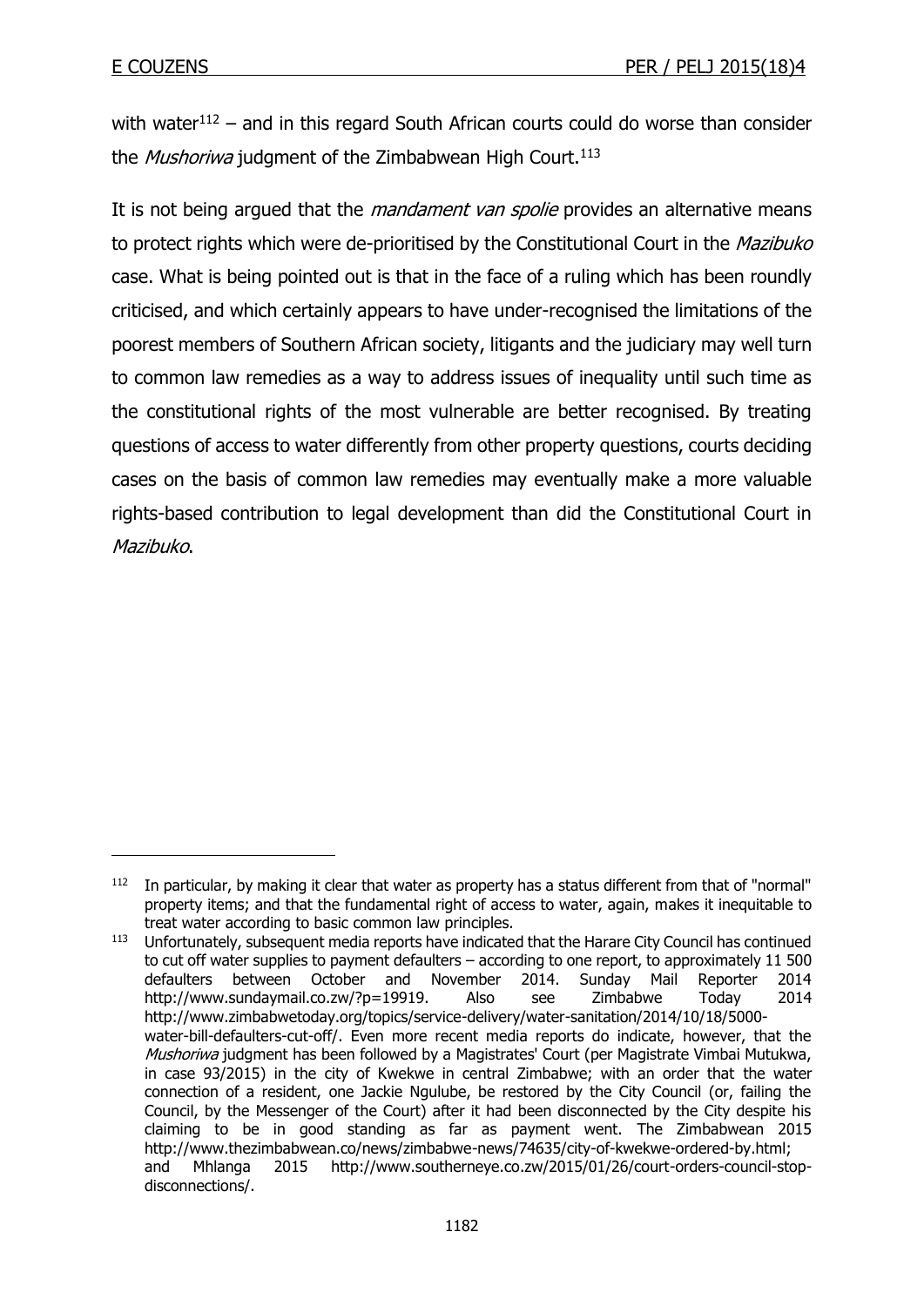with water[112] – and in this regard South African courts could do worse than consider the *Mushoriwa* judgment of the Zimbabwean High Court.[113]

It is not being argued that the *mandament van spolie* provides an alternative means to protect rights which were de-prioritised by the Constitutional Court in the *Mazibuko* case. What is being pointed out is that in the face of a ruling which has been roundly criticised, and which certainly appears to have under-recognised the limitations of the poorest members of Southern African society, litigants and the judiciary may well turn to common law remedies as a way to address issues of inequality until such time as the constitutional rights of the most vulnerable are better recognised. By treating questions of access to water differently from other property questions, courts deciding cases on the basis of common law remedies may eventually make a more valuable rights-based contribution to legal development than did the Constitutional Court in *Mazibuko*.

---

[112] In particular, by making it clear that water as property has a status different from that of "normal" property items; and that the fundamental right of access to water, again, makes it inequitable to treat water according to basic common law principles.

[113] Unfortunately, subsequent media reports have indicated that the Harare City Council has continued to cut off water supplies to payment defaulters – according to one report, to approximately 11 500 defaulters between October and November 2014. Sunday Mail Reporter 2014 http://www.sundaymail.co.zw/?p=19919. Also see Zimbabwe Today 2014 http://www.zimbabwetoday.org/topics/service-delivery/water-sanitation/2014/10/18/5000-water-bill-defaulters-cut-off/. Even more recent media reports do indicate, however, that the *Mushoriwa* judgment has been followed by a Magistrates' Court (per Magistrate Vimbai Mutukwa, in case 93/2015) in the city of Kwekwe in central Zimbabwe; with an order that the water connection of a resident, one Jackie Ngulube, be restored by the City Council (or, failing the Council, by the Messenger of the Court) after it had been disconnected by the City despite his claiming to be in good standing as far as payment went. The Zimbabwean 2015 http://www.thezimbabwean.co/news/zimbabwe-news/74635/city-of-kwekwe-ordered-by.html; and Mhlanga 2015 http://www.southerneye.co.zw/2015/01/26/court-orders-council-stop-disconnections/.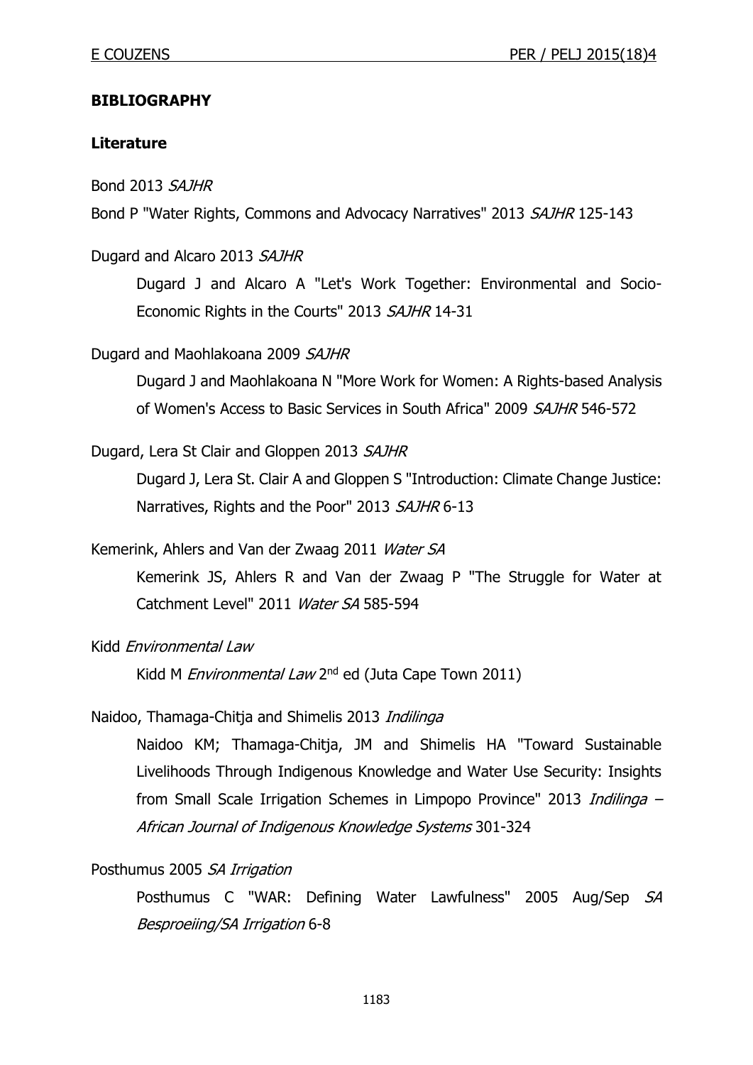## BIBLIOGRAPHY

### Literature

Bond 2013 *SAJHR*

Bond P "Water Rights, Commons and Advocacy Narratives" 2013 *SAJHR* 125-143

Dugard and Alcaro 2013 *SAJHR*

Dugard J and Alcaro A "Let's Work Together: Environmental and Socio-Economic Rights in the Courts" 2013 *SAJHR* 14-31

Dugard and Maohlakoana 2009 *SAJHR*

Dugard J and Maohlakoana N "More Work for Women: A Rights-based Analysis of Women's Access to Basic Services in South Africa" 2009 *SAJHR* 546-572

Dugard, Lera St Clair and Gloppen 2013 *SAJHR*

Dugard J, Lera St. Clair A and Gloppen S "Introduction: Climate Change Justice: Narratives, Rights and the Poor" 2013 *SAJHR* 6-13

Kemerink, Ahlers and Van der Zwaag 2011 *Water SA*

Kemerink JS, Ahlers R and Van der Zwaag P "The Struggle for Water at Catchment Level" 2011 *Water SA* 585-594

Kidd *Environmental Law*

Kidd M *Environmental Law* 2nd ed (Juta Cape Town 2011)

Naidoo, Thamaga-Chitja and Shimelis 2013 *Indilinga*

Naidoo KM; Thamaga-Chitja, JM and Shimelis HA "Toward Sustainable Livelihoods Through Indigenous Knowledge and Water Use Security: Insights from Small Scale Irrigation Schemes in Limpopo Province" 2013 *Indilinga – African Journal of Indigenous Knowledge Systems* 301-324

Posthumus 2005 *SA Irrigation*

Posthumus C "WAR: Defining Water Lawfulness" 2005 Aug/Sep *SA Besproeiing/SA Irrigation* 6-8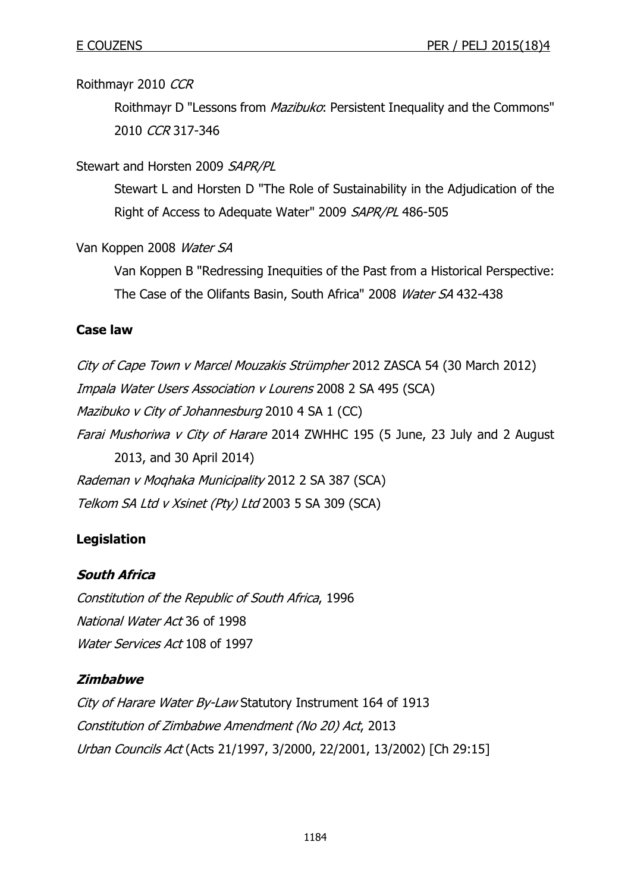Roithmayr 2010 *CCR*

Roithmayr D "Lessons from *Mazibuko*: Persistent Inequality and the Commons" 2010 *CCR* 317-346

Stewart and Horsten 2009 *SAPR/PL*

Stewart L and Horsten D "The Role of Sustainability in the Adjudication of the Right of Access to Adequate Water" 2009 *SAPR/PL* 486-505

Van Koppen 2008 *Water SA*

Van Koppen B "Redressing Inequities of the Past from a Historical Perspective: The Case of the Olifants Basin, South Africa" 2008 *Water SA* 432-438

## Case law

*City of Cape Town v Marcel Mouzakis Strümpher* 2012 ZASCA 54 (30 March 2012)

*Impala Water Users Association v Lourens* 2008 2 SA 495 (SCA)

*Mazibuko v City of Johannesburg* 2010 4 SA 1 (CC)

*Farai Mushoriwa v City of Harare* 2014 ZWHHC 195 (5 June, 23 July and 2 August 2013, and 30 April 2014)

*Rademan v Moqhaka Municipality* 2012 2 SA 387 (SCA)

*Telkom SA Ltd v Xsinet (Pty) Ltd* 2003 5 SA 309 (SCA)

## Legislation

### *South Africa*

*Constitution of the Republic of South Africa*, 1996

*National Water Act* 36 of 1998

*Water Services Act* 108 of 1997

### *Zimbabwe*

*City of Harare Water By-Law* Statutory Instrument 164 of 1913

*Constitution of Zimbabwe Amendment (No 20) Act*, 2013

*Urban Councils Act* (Acts 21/1997, 3/2000, 22/2001, 13/2002) [Ch 29:15]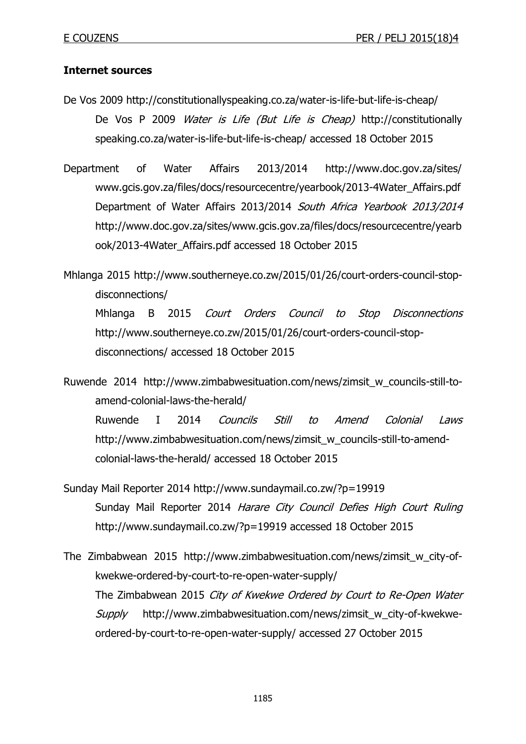**Internet sources**

De Vos 2009 http://constitutionallyspeaking.co.za/water-is-life-but-life-is-cheap/

De Vos P 2009 *Water is Life (But Life is Cheap)* http://constitutionally speaking.co.za/water-is-life-but-life-is-cheap/ accessed 18 October 2015

Department of Water Affairs 2013/2014 http://www.doc.gov.za/sites/www.gcis.gov.za/files/docs/resourcecentre/yearbook/2013-4Water_Affairs.pdf

Department of Water Affairs 2013/2014 *South Africa Yearbook 2013/2014* http://www.doc.gov.za/sites/www.gcis.gov.za/files/docs/resourcecentre/yearbook/2013-4Water_Affairs.pdf accessed 18 October 2015

Mhlanga 2015 http://www.southerneye.co.zw/2015/01/26/court-orders-council-stop-disconnections/

Mhlanga B 2015 *Court Orders Council to Stop Disconnections* http://www.southerneye.co.zw/2015/01/26/court-orders-council-stop-disconnections/ accessed 18 October 2015

Ruwende 2014 http://www.zimbabwesituation.com/news/zimsit_w_councils-still-to-amend-colonial-laws-the-herald/

Ruwende I 2014 *Councils Still to Amend Colonial Laws* http://www.zimbabwesituation.com/news/zimsit_w_councils-still-to-amend-colonial-laws-the-herald/ accessed 18 October 2015

Sunday Mail Reporter 2014 http://www.sundaymail.co.zw/?p=19919

Sunday Mail Reporter 2014 *Harare City Council Defies High Court Ruling* http://www.sundaymail.co.zw/?p=19919 accessed 18 October 2015

The Zimbabwean 2015 http://www.zimbabwesituation.com/news/zimsit_w_city-of-kwekwe-ordered-by-court-to-re-open-water-supply/

The Zimbabwean 2015 *City of Kwekwe Ordered by Court to Re-Open Water Supply* http://www.zimbabwesituation.com/news/zimsit_w_city-of-kwekwe-ordered-by-court-to-re-open-water-supply/ accessed 27 October 2015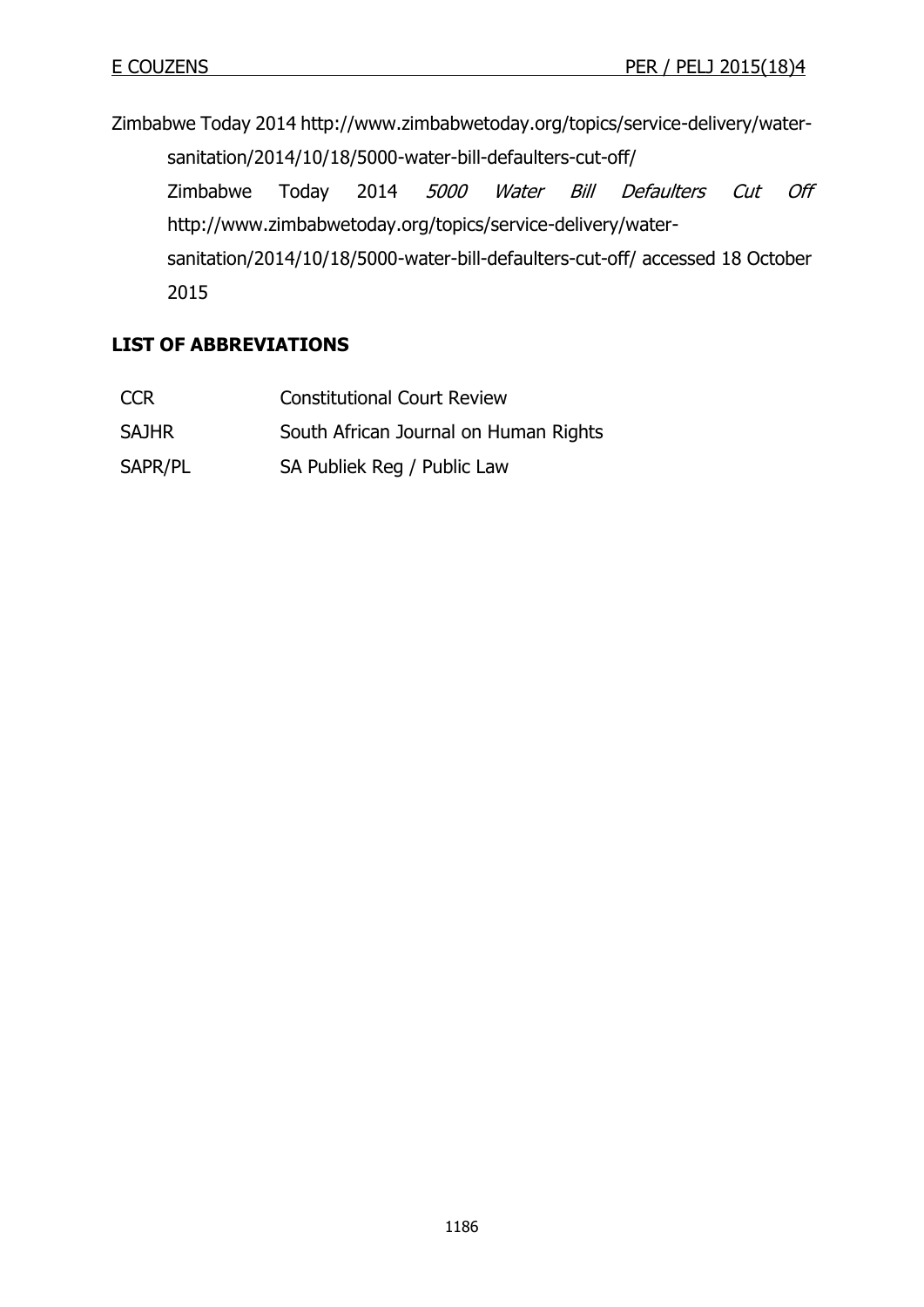Zimbabwe Today 2014 http://www.zimbabwetoday.org/topics/service-delivery/water-sanitation/2014/10/18/5000-water-bill-defaulters-cut-off/

Zimbabwe Today 2014 *5000 Water Bill Defaulters Cut Off* http://www.zimbabwetoday.org/topics/service-delivery/water-sanitation/2014/10/18/5000-water-bill-defaulters-cut-off/ accessed 18 October 2015

## LIST OF ABBREVIATIONS

| | |
|---|---|
| CCR | Constitutional Court Review |
| SAJHR | South African Journal on Human Rights |
| SAPR/PL | SA Publiek Reg / Public Law |